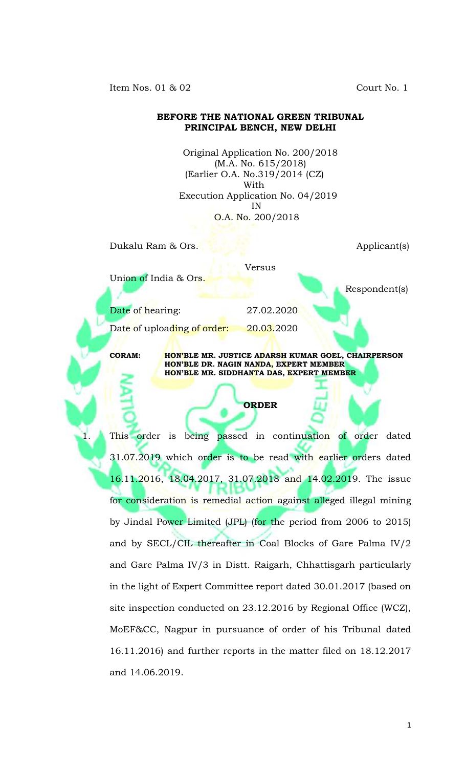Item Nos. 01 & 02 Court No. 1

**BEFORE THE NATIONAL GREEN TRIBUNAL**
**PRINCIPAL BENCH, NEW DELHI**

Original Application No. 200/2018
(M.A. No. 615/2018)
(Earlier O.A. No.319/2014 (CZ)
With
Execution Application No. 04/2019
IN
O.A. No. 200/2018

Dukalu Ram & Ors. Applicant(s)

Versus

Union of India & Ors. Respondent(s)

Date of hearing: 27.02.2020

Date of uploading of order: 20.03.2020

**CORAM:** **HON'BLE MR. JUSTICE ADARSH KUMAR GOEL, CHAIRPERSON**
**HON'BLE DR. NAGIN NANDA, EXPERT MEMBER**
**HON'BLE MR. SIDDHANTA DAS, EXPERT MEMBER**

**ORDER**

1. This order is being passed in continuation of order dated 31.07.2019 which order is to be read with earlier orders dated 16.11.2016, 18.04.2017, 31.07.2018 and 14.02.2019. The issue for consideration is remedial action against alleged illegal mining by Jindal Power Limited (JPL) (for the period from 2006 to 2015) and by SECL/CIL thereafter in Coal Blocks of Gare Palma IV/2 and Gare Palma IV/3 in Distt. Raigarh, Chhattisgarh particularly in the light of Expert Committee report dated 30.01.2017 (based on site inspection conducted on 23.12.2016 by Regional Office (WCZ), MoEF&CC, Nagpur in pursuance of order of his Tribunal dated 16.11.2016) and further reports in the matter filed on 18.12.2017 and 14.06.2019.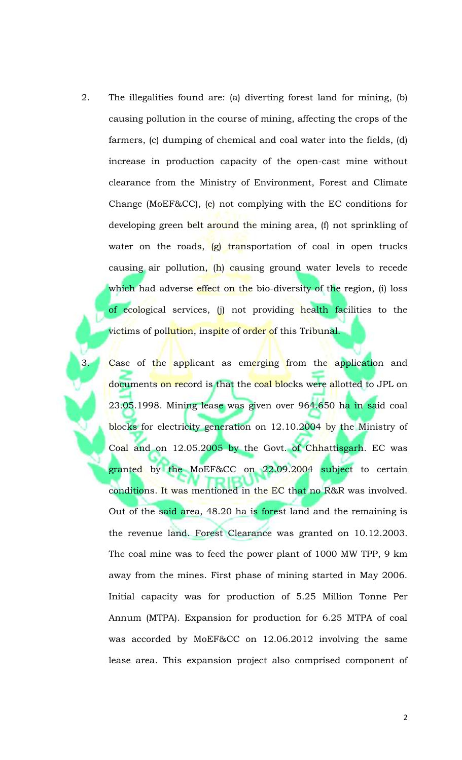2. The illegalities found are: (a) diverting forest land for mining, (b) causing pollution in the course of mining, affecting the crops of the farmers, (c) dumping of chemical and coal water into the fields, (d) increase in production capacity of the open-cast mine without clearance from the Ministry of Environment, Forest and Climate Change (MoEF&CC), (e) not complying with the EC conditions for developing green belt around the mining area, (f) not sprinkling of water on the roads, (g) transportation of coal in open trucks causing air pollution, (h) causing ground water levels to recede which had adverse effect on the bio-diversity of the region, (i) loss of ecological services, (j) not providing health facilities to the victims of pollution, inspite of order of this Tribunal.

3. Case of the applicant as emerging from the application and documents on record is that the coal blocks were allotted to JPL on 23.05.1998. Mining lease was given over 964.650 ha in said coal blocks for electricity generation on 12.10.2004 by the Ministry of Coal and on 12.05.2005 by the Govt. of Chhattisgarh. EC was granted by the MoEF&CC on 22.09.2004 subject to certain conditions. It was mentioned in the EC that no R&R was involved. Out of the said area, 48.20 ha is forest land and the remaining is the revenue land. Forest Clearance was granted on 10.12.2003. The coal mine was to feed the power plant of 1000 MW TPP, 9 km away from the mines. First phase of mining started in May 2006. Initial capacity was for production of 5.25 Million Tonne Per Annum (MTPA). Expansion for production for 6.25 MTPA of coal was accorded by MoEF&CC on 12.06.2012 involving the same lease area. This expansion project also comprised component of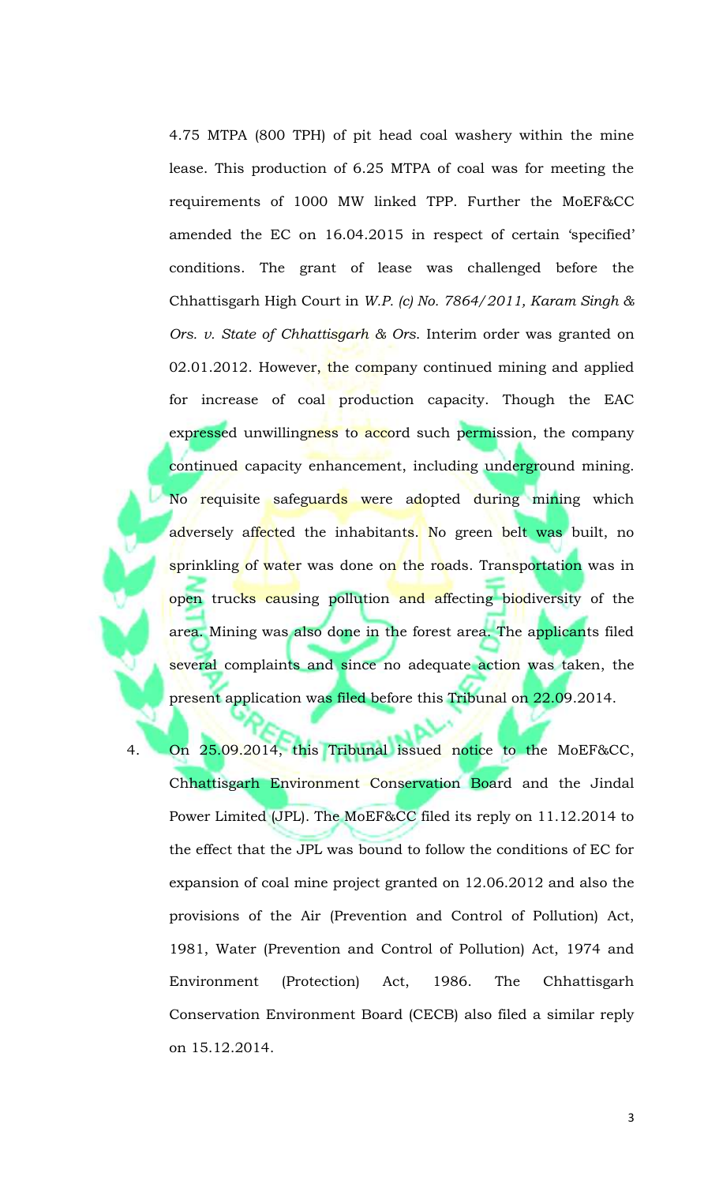4.75 MTPA (800 TPH) of pit head coal washery within the mine lease. This production of 6.25 MTPA of coal was for meeting the requirements of 1000 MW linked TPP. Further the MoEF&CC amended the EC on 16.04.2015 in respect of certain 'specified' conditions. The grant of lease was challenged before the Chhattisgarh High Court in *W.P. (c) No. 7864/2011, Karam Singh & Ors. v. State of Chhattisgarh & Ors.* Interim order was granted on 02.01.2012. However, the company continued mining and applied for increase of coal production capacity. Though the EAC expressed unwillingness to accord such permission, the company continued capacity enhancement, including underground mining. No requisite safeguards were adopted during mining which adversely affected the inhabitants. No green belt was built, no sprinkling of water was done on the roads. Transportation was in open trucks causing pollution and affecting biodiversity of the area. Mining was also done in the forest area. The applicants filed several complaints and since no adequate action was taken, the present application was filed before this Tribunal on 22.09.2014.

4. On 25.09.2014, this Tribunal issued notice to the MoEF&CC, Chhattisgarh Environment Conservation Board and the Jindal Power Limited (JPL). The MoEF&CC filed its reply on 11.12.2014 to the effect that the JPL was bound to follow the conditions of EC for expansion of coal mine project granted on 12.06.2012 and also the provisions of the Air (Prevention and Control of Pollution) Act, 1981, Water (Prevention and Control of Pollution) Act, 1974 and Environment (Protection) Act, 1986. The Chhattisgarh Conservation Environment Board (CECB) also filed a similar reply on 15.12.2014.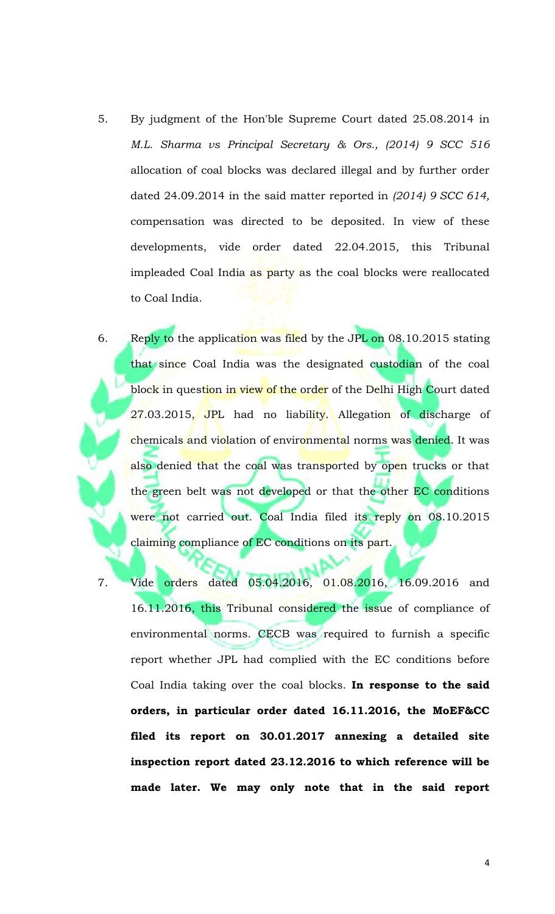5. By judgment of the Hon'ble Supreme Court dated 25.08.2014 in *M.L. Sharma vs Principal Secretary & Ors., (2014) 9 SCC 516* allocation of coal blocks was declared illegal and by further order dated 24.09.2014 in the said matter reported in *(2014) 9 SCC 614,* compensation was directed to be deposited. In view of these developments, vide order dated 22.04.2015, this Tribunal impleaded Coal India as party as the coal blocks were reallocated to Coal India.

6. Reply to the application was filed by the JPL on 08.10.2015 stating that since Coal India was the designated custodian of the coal block in question in view of the order of the Delhi High Court dated 27.03.2015, JPL had no liability. Allegation of discharge of chemicals and violation of environmental norms was denied. It was also denied that the coal was transported by open trucks or that the green belt was not developed or that the other EC conditions were not carried out. Coal India filed its reply on 08.10.2015 claiming compliance of EC conditions on its part.

7. Vide orders dated 05.04.2016, 01.08.2016, 16.09.2016 and 16.11.2016, this Tribunal considered the issue of compliance of environmental norms. CECB was required to furnish a specific report whether JPL had complied with the EC conditions before Coal India taking over the coal blocks. **In response to the said orders, in particular order dated 16.11.2016, the MoEF&CC filed its report on 30.01.2017 annexing a detailed site inspection report dated 23.12.2016 to which reference will be made later. We may only note that in the said report**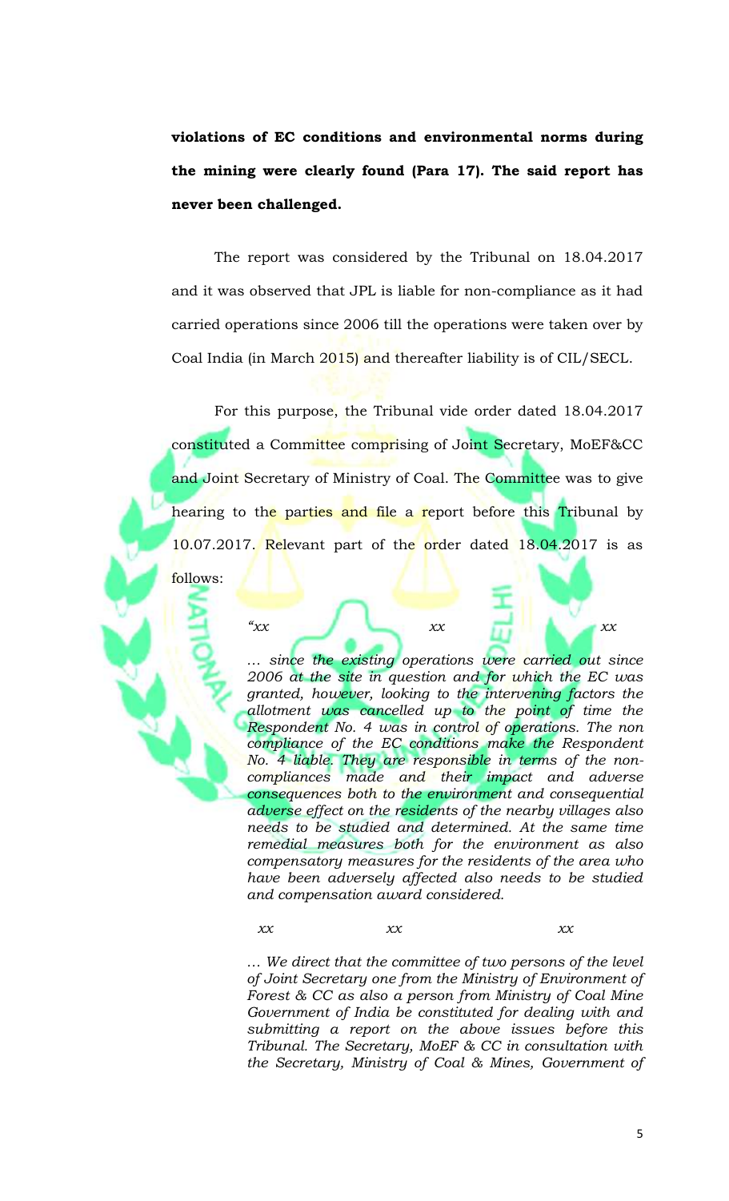**violations of EC conditions and environmental norms during the mining were clearly found (Para 17). The said report has never been challenged.**

The report was considered by the Tribunal on 18.04.2017 and it was observed that JPL is liable for non-compliance as it had carried operations since 2006 till the operations were taken over by Coal India (in March 2015) and thereafter liability is of CIL/SECL.

For this purpose, the Tribunal vide order dated 18.04.2017 constituted a Committee comprising of Joint Secretary, MoEF&CC and Joint Secretary of Ministry of Coal. The Committee was to give hearing to the parties and file a report before this Tribunal by 10.07.2017. Relevant part of the order dated 18.04.2017 is as follows:

> *"xx xx xx*
>
> *… since the existing operations were carried out since 2006 at the site in question and for which the EC was granted, however, looking to the intervening factors the allotment was cancelled up to the point of time the Respondent No. 4 was in control of operations. The non compliance of the EC conditions make the Respondent No. 4 liable. They are responsible in terms of the non-compliances made and their impact and adverse consequences both to the environment and consequential adverse effect on the residents of the nearby villages also needs to be studied and determined. At the same time remedial measures both for the environment as also compensatory measures for the residents of the area who have been adversely affected also needs to be studied and compensation award considered.*
>
> *xx xx xx*
>
> *… We direct that the committee of two persons of the level of Joint Secretary one from the Ministry of Environment of Forest & CC as also a person from Ministry of Coal Mine Government of India be constituted for dealing with and submitting a report on the above issues before this Tribunal. The Secretary, MoEF & CC in consultation with the Secretary, Ministry of Coal & Mines, Government of*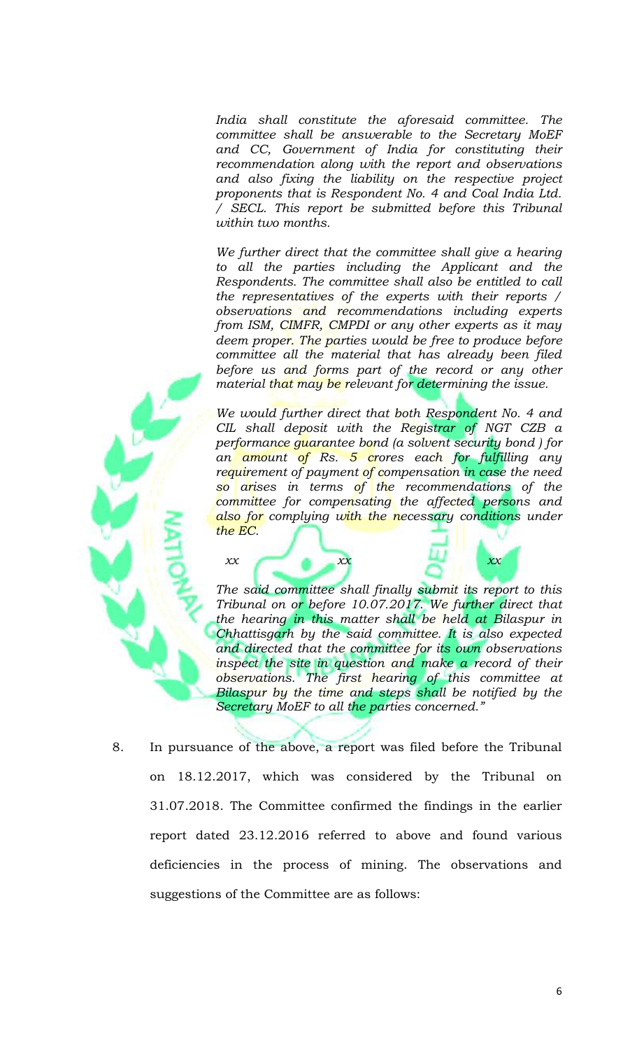*India shall constitute the aforesaid committee. The committee shall be answerable to the Secretary MoEF and CC, Government of India for constituting their recommendation along with the report and observations and also fixing the liability on the respective project proponents that is Respondent No. 4 and Coal India Ltd. / SECL. This report be submitted before this Tribunal within two months.*

*We further direct that the committee shall give a hearing to all the parties including the Applicant and the Respondents. The committee shall also be entitled to call the representatives of the experts with their reports / observations and recommendations including experts from ISM, CIMFR, CMPDI or any other experts as it may deem proper. The parties would be free to produce before committee all the material that has already been filed before us and forms part of the record or any other material that may be relevant for determining the issue.*

*We would further direct that both Respondent No. 4 and CIL shall deposit with the Registrar of NGT CZB a performance guarantee bond (a solvent security bond ) for an amount of Rs. 5 crores each for fulfilling any requirement of payment of compensation in case the need so arises in terms of the recommendations of the committee for compensating the affected persons and also for complying with the necessary conditions under the EC.*

*xx xx xx*

*The said committee shall finally submit its report to this Tribunal on or before 10.07.2017. We further direct that the hearing in this matter shall be held at Bilaspur in Chhattisgarh by the said committee. It is also expected and directed that the committee for its own observations inspect the site in question and make a record of their observations. The first hearing of this committee at Bilaspur by the time and steps shall be notified by the Secretary MoEF to all the parties concerned."*

8. In pursuance of the above, a report was filed before the Tribunal on 18.12.2017, which was considered by the Tribunal on 31.07.2018. The Committee confirmed the findings in the earlier report dated 23.12.2016 referred to above and found various deficiencies in the process of mining. The observations and suggestions of the Committee are as follows: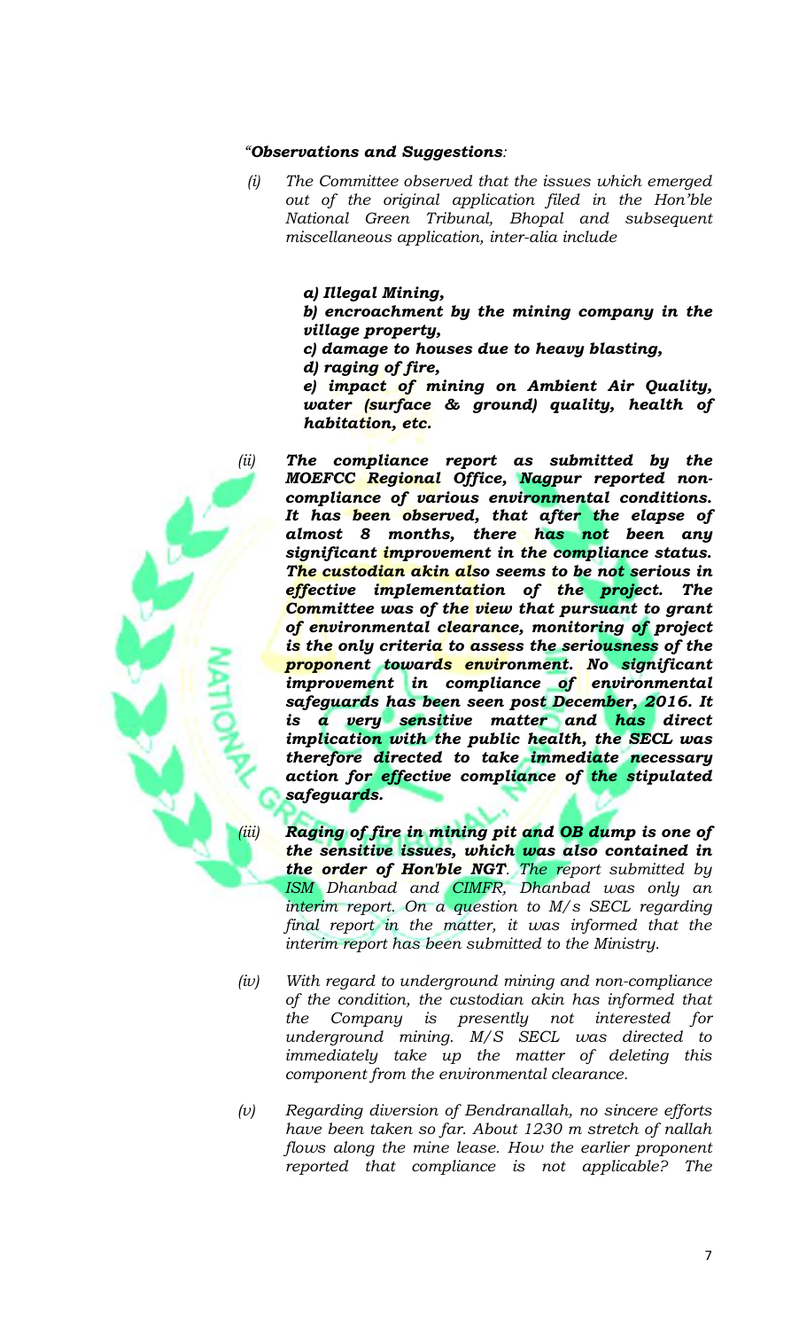*"**Observations and Suggestions**:*

*(i) The Committee observed that the issues which emerged out of the original application filed in the Hon'ble National Green Tribunal, Bhopal and subsequent miscellaneous application, inter-alia include*

> ***a) Illegal Mining,***
> ***b) encroachment by the mining company in the village property,***
> ***c) damage to houses due to heavy blasting,***
> ***d) raging of fire,***
> ***e) impact of mining on Ambient Air Quality, water (surface & ground) quality, health of habitation, etc.***

***(ii) The compliance report as submitted by the MOEFCC Regional Office, Nagpur reported non-compliance of various environmental conditions. It has been observed, that after the elapse of almost 8 months, there has not been any significant improvement in the compliance status. The custodian akin also seems to be not serious in effective implementation of the project. The Committee was of the view that pursuant to grant of environmental clearance, monitoring of project is the only criteria to assess the seriousness of the proponent towards environment. No significant improvement in compliance of environmental safeguards has been seen post December, 2016. It is a very sensitive matter and has direct implication with the public health, the SECL was therefore directed to take immediate necessary action for effective compliance of the stipulated safeguards.***

*(iii) **Raging of fire in mining pit and OB dump is one of the sensitive issues, which was also contained in the order of Hon'ble NGT**. The report submitted by ISM Dhanbad and CIMFR, Dhanbad was only an interim report. On a question to M/s SECL regarding final report in the matter, it was informed that the interim report has been submitted to the Ministry.*

*(iv) With regard to underground mining and non-compliance of the condition, the custodian akin has informed that the Company is presently not interested for underground mining. M/S SECL was directed to immediately take up the matter of deleting this component from the environmental clearance.*

*(v) Regarding diversion of Bendranallah, no sincere efforts have been taken so far. About 1230 m stretch of nallah flows along the mine lease. How the earlier proponent reported that compliance is not applicable? The*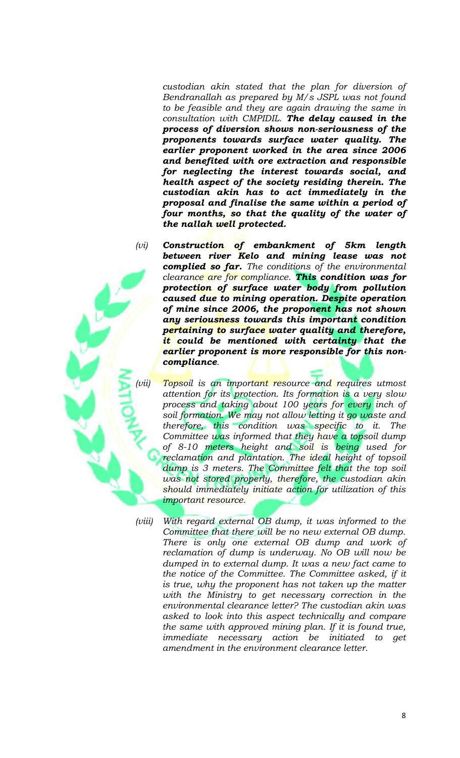*custodian akin stated that the plan for diversion of Bendranallah as prepared by M/s JSPL was not found to be feasible and they are again drawing the same in consultation with CMPIDIL.* ***The delay caused in the process of diversion shows non-seriousness of the proponents towards surface water quality. The earlier proponent worked in the area since 2006 and benefited with ore extraction and responsible for neglecting the interest towards social, and health aspect of the society residing therein. The custodian akin has to act immediately in the proposal and finalise the same within a period of four months, so that the quality of the water of the nallah well protected.***

*(vi)* ***Construction of embankment of 5km length between river Kelo and mining lease was not complied so far.*** *The conditions of the environmental clearance are for compliance.* ***This condition was for protection of surface water body from pollution caused due to mining operation. Despite operation of mine since 2006, the proponent has not shown any seriousness towards this important condition pertaining to surface water quality and therefore, it could be mentioned with certainty that the earlier proponent is more responsible for this non-compliance****.*

*(vii) Topsoil is an important resource and requires utmost attention for its protection. Its formation is a very slow process and taking about 100 years for every inch of soil formation. We may not allow letting it go waste and therefore, this condition was specific to it. The Committee was informed that they have a topsoil dump of 8-10 meters height and soil is being used for reclamation and plantation. The ideal height of topsoil dump is 3 meters. The Committee felt that the top soil was not stored properly, therefore, the custodian akin should immediately initiate action for utilization of this important resource.*

*(viii) With regard external OB dump, it was informed to the Committee that there will be no new external OB dump. There is only one external OB dump and work of reclamation of dump is underway. No OB will now be dumped in to external dump. It was a new fact came to the notice of the Committee. The Committee asked, if it is true, why the proponent has not taken up the matter with the Ministry to get necessary correction in the environmental clearance letter? The custodian akin was asked to look into this aspect technically and compare the same with approved mining plan. If it is found true, immediate necessary action be initiated to get amendment in the environment clearance letter.*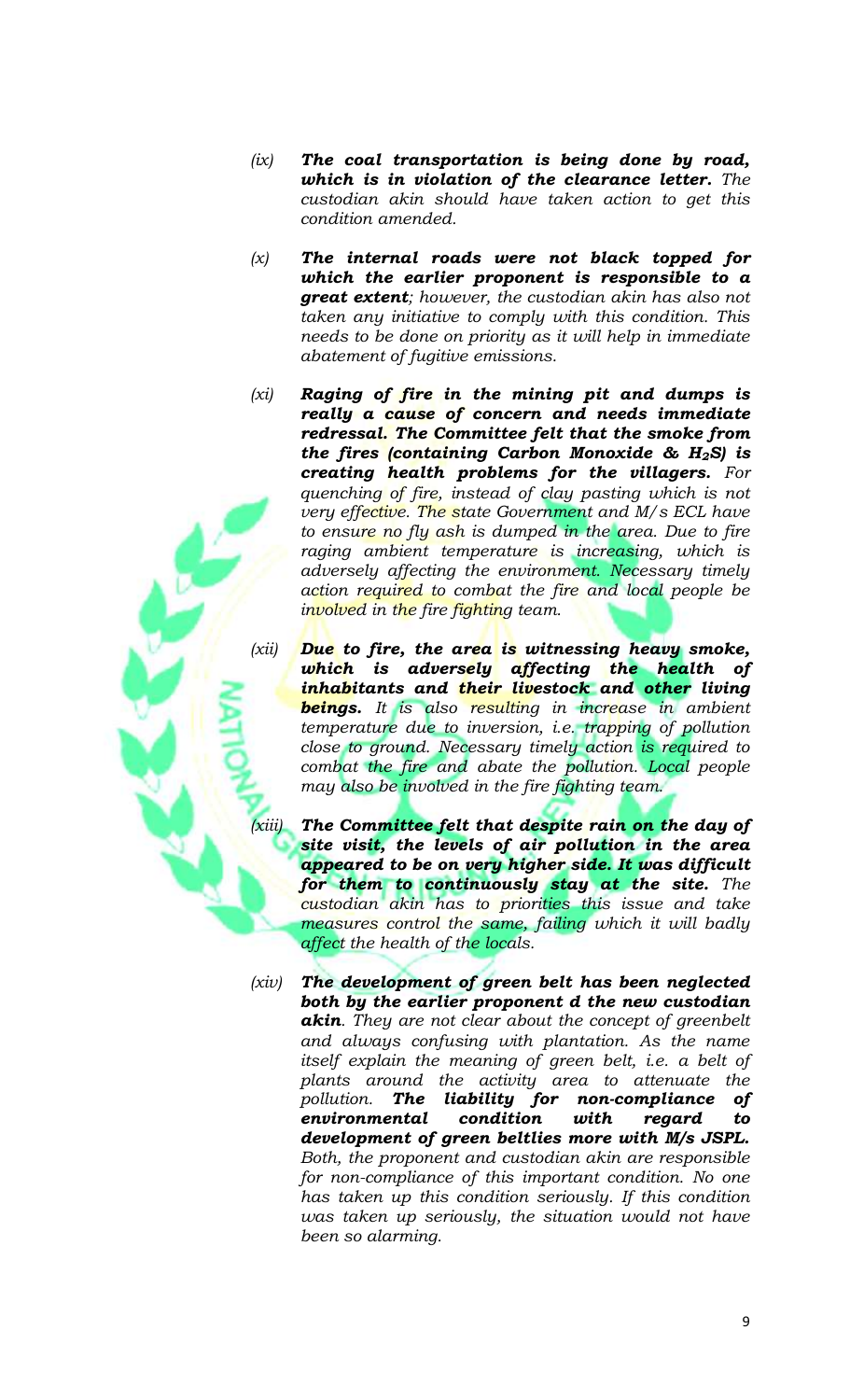(ix) ***The coal transportation is being done by road, which is in violation of the clearance letter.*** *The custodian akin should have taken action to get this condition amended.*

(x) ***The internal roads were not black topped for which the earlier proponent is responsible to a great extent****; however, the custodian akin has also not taken any initiative to comply with this condition. This needs to be done on priority as it will help in immediate abatement of fugitive emissions.*

(xi) ***Raging of fire in the mining pit and dumps is really a cause of concern and needs immediate redressal. The Committee felt that the smoke from the fires (containing Carbon Monoxide & $H_2S$) is creating health problems for the villagers.*** *For quenching of fire, instead of clay pasting which is not very effective. The state Government and M/s ECL have to ensure no fly ash is dumped in the area. Due to fire raging ambient temperature is increasing, which is adversely affecting the environment. Necessary timely action required to combat the fire and local people be involved in the fire fighting team.*

(xii) ***Due to fire, the area is witnessing heavy smoke, which is adversely affecting the health of inhabitants and their livestock and other living beings.*** *It is also resulting in increase in ambient temperature due to inversion, i.e. trapping of pollution close to ground. Necessary timely action is required to combat the fire and abate the pollution. Local people may also be involved in the fire fighting team.*

(xiii) ***The Committee felt that despite rain on the day of site visit, the levels of air pollution in the area appeared to be on very higher side. It was difficult for them to continuously stay at the site.*** *The custodian akin has to priorities this issue and take measures control the same, failing which it will badly affect the health of the locals.*

(xiv) ***The development of green belt has been neglected both by the earlier proponent d the new custodian akin****. They are not clear about the concept of greenbelt and always confusing with plantation. As the name itself explain the meaning of green belt, i.e. a belt of plants around the activity area to attenuate the pollution.* ***The liability for non-compliance of environmental condition with regard to development of green beltlies more with M/s JSPL.*** *Both, the proponent and custodian akin are responsible for non-compliance of this important condition. No one has taken up this condition seriously. If this condition was taken up seriously, the situation would not have been so alarming.*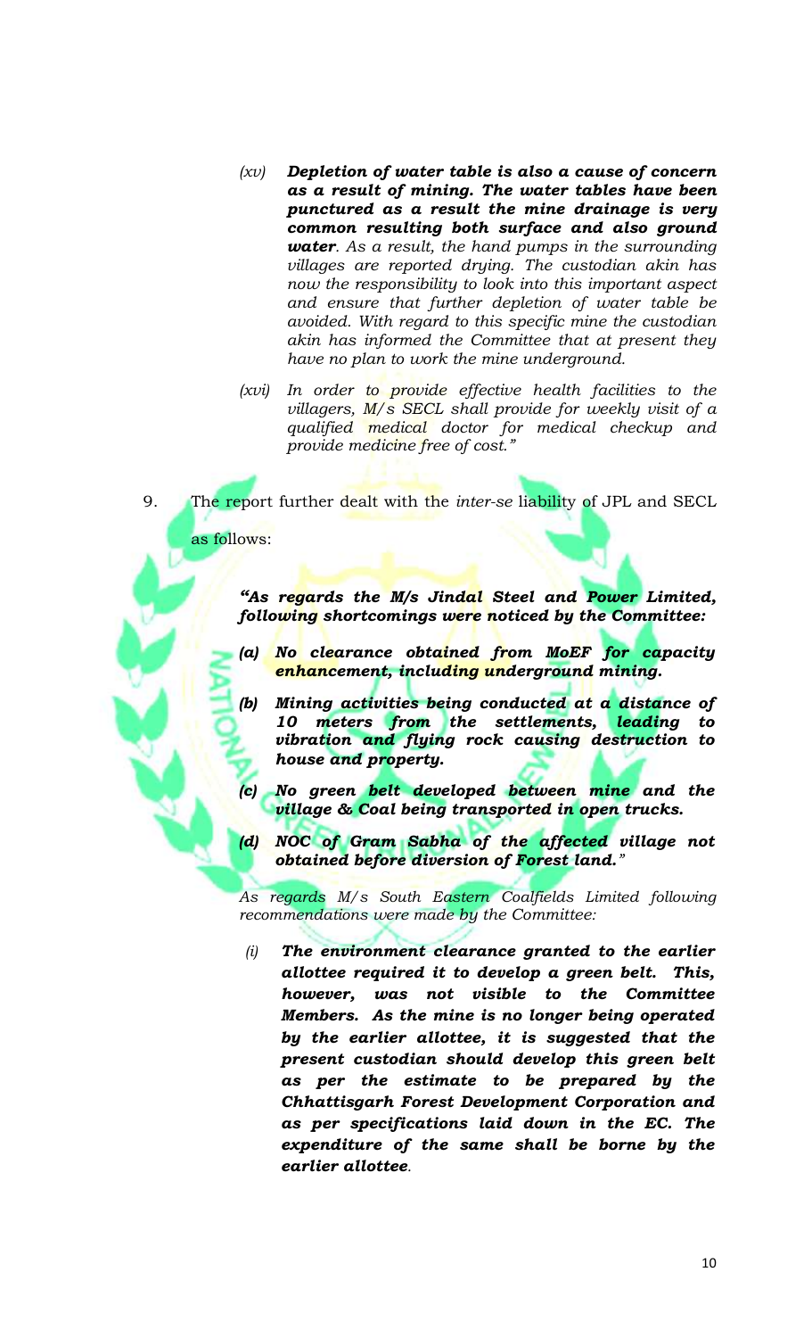> *(xv)* ***Depletion of water table is also a cause of concern as a result of mining. The water tables have been punctured as a result the mine drainage is very common resulting both surface and also ground water****. As a result, the hand pumps in the surrounding villages are reported drying. The custodian akin has now the responsibility to look into this important aspect and ensure that further depletion of water table be avoided. With regard to this specific mine the custodian akin has informed the Committee that at present they have no plan to work the mine underground.*
>
> *(xvi) In order to provide effective health facilities to the villagers, M/s SECL shall provide for weekly visit of a qualified medical doctor for medical checkup and provide medicine free of cost."*

9. The report further dealt with the *inter-se* liability of JPL and SECL as follows:

> ***"As regards the M/s Jindal Steel and Power Limited, following shortcomings were noticed by the Committee:***
>
> ***(a) No clearance obtained from MoEF for capacity enhancement, including underground mining.***
>
> ***(b) Mining activities being conducted at a distance of 10 meters from the settlements, leading to vibration and flying rock causing destruction to house and property.***
>
> ***(c) No green belt developed between mine and the village & Coal being transported in open trucks.***
>
> ***(d) NOC of Gram Sabha of the affected village not obtained before diversion of Forest land."***
>
> *As regards M/s South Eastern Coalfields Limited following recommendations were made by the Committee:*
>
> *(i)* ***The environment clearance granted to the earlier allottee required it to develop a green belt. This, however, was not visible to the Committee Members. As the mine is no longer being operated by the earlier allottee, it is suggested that the present custodian should develop this green belt as per the estimate to be prepared by the Chhattisgarh Forest Development Corporation and as per specifications laid down in the EC. The expenditure of the same shall be borne by the earlier allottee****.*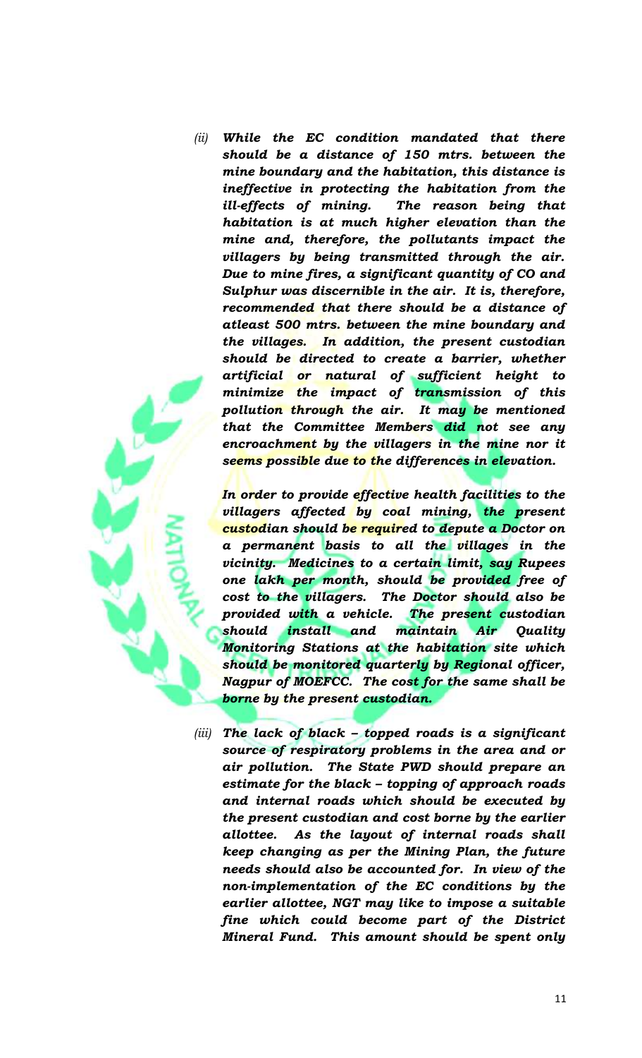*(ii)* ***While the EC condition mandated that there should be a distance of 150 mtrs. between the mine boundary and the habitation, this distance is ineffective in protecting the habitation from the ill-effects of mining. The reason being that habitation is at much higher elevation than the mine and, therefore, the pollutants impact the villagers by being transmitted through the air. Due to mine fires, a significant quantity of CO and Sulphur was discernible in the air. It is, therefore, recommended that there should be a distance of atleast 500 mtrs. between the mine boundary and the villages. In addition, the present custodian should be directed to create a barrier, whether artificial or natural of sufficient height to minimize the impact of transmission of this pollution through the air. It may be mentioned that the Committee Members did not see any encroachment by the villagers in the mine nor it seems possible due to the differences in elevation.***

***In order to provide effective health facilities to the villagers affected by coal mining, the present custodian should be required to depute a Doctor on a permanent basis to all the villages in the vicinity. Medicines to a certain limit, say Rupees one lakh per month, should be provided free of cost to the villagers. The Doctor should also be provided with a vehicle. The present custodian should install and maintain Air Quality Monitoring Stations at the habitation site which should be monitored quarterly by Regional officer, Nagpur of MOEFCC. The cost for the same shall be borne by the present custodian.***

*(iii)* ***The lack of black – topped roads is a significant source of respiratory problems in the area and or air pollution. The State PWD should prepare an estimate for the black – topping of approach roads and internal roads which should be executed by the present custodian and cost borne by the earlier allottee. As the layout of internal roads shall keep changing as per the Mining Plan, the future needs should also be accounted for. In view of the non-implementation of the EC conditions by the earlier allottee, NGT may like to impose a suitable fine which could become part of the District Mineral Fund. This amount should be spent only***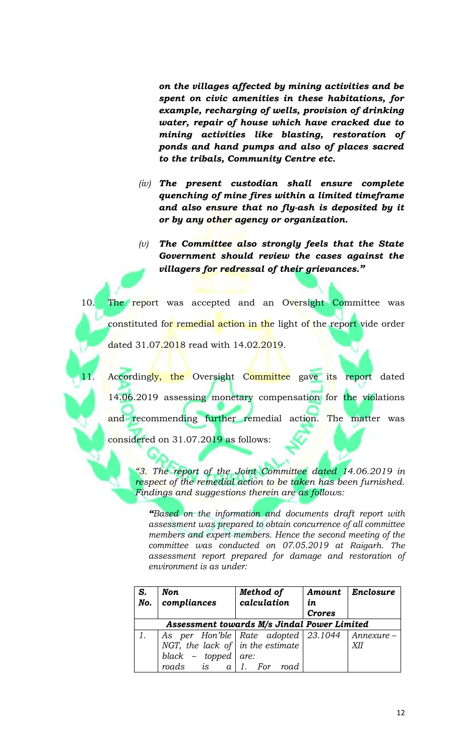***on the villages affected by mining activities and be spent on civic amenities in these habitations, for example, recharging of wells, provision of drinking water, repair of house which have cracked due to mining activities like blasting, restoration of ponds and hand pumps and also of places sacred to the tribals, Community Centre etc.***

*(iv)* ***The present custodian shall ensure complete quenching of mine fires within a limited timeframe and also ensure that no fly-ash is deposited by it or by any other agency or organization.***

*(v)* ***The Committee also strongly feels that the State Government should review the cases against the villagers for redressal of their grievances."***

10. The report was accepted and an Oversight Committee was constituted for remedial action in the light of the report vide order dated 31.07.2018 read with 14.02.2019.

11. Accordingly, the Oversight Committee gave its report dated 14.06.2019 assessing monetary compensation for the violations and recommending further remedial action. The matter was considered on 31.07.2019 as follows:

> *"3. The report of the Joint Committee dated 14.06.2019 in respect of the remedial action to be taken has been furnished. Findings and suggestions therein are as follows:*
>
> *"Based on the information and documents draft report with assessment was prepared to obtain concurrence of all committee members and expert members. Hence the second meeting of the committee was conducted on 07.05.2019 at Raigarh. The assessment report prepared for damage and restoration of environment is as under:*

| ***S. No.*** | ***Non compliances*** | ***Method of calculation*** | ***Amount in Crores*** | ***Enclosure*** |
|---|---|---|---|---|
| ***Assessment towards M/s Jindal Power Limited*** | | | | |
| *1.* | *As per Hon'ble NGT, the lack of black – topped roads is a* | *Rate adopted in the estimate are:* *1. For road* | *23.1044* | *Annexure – XII* |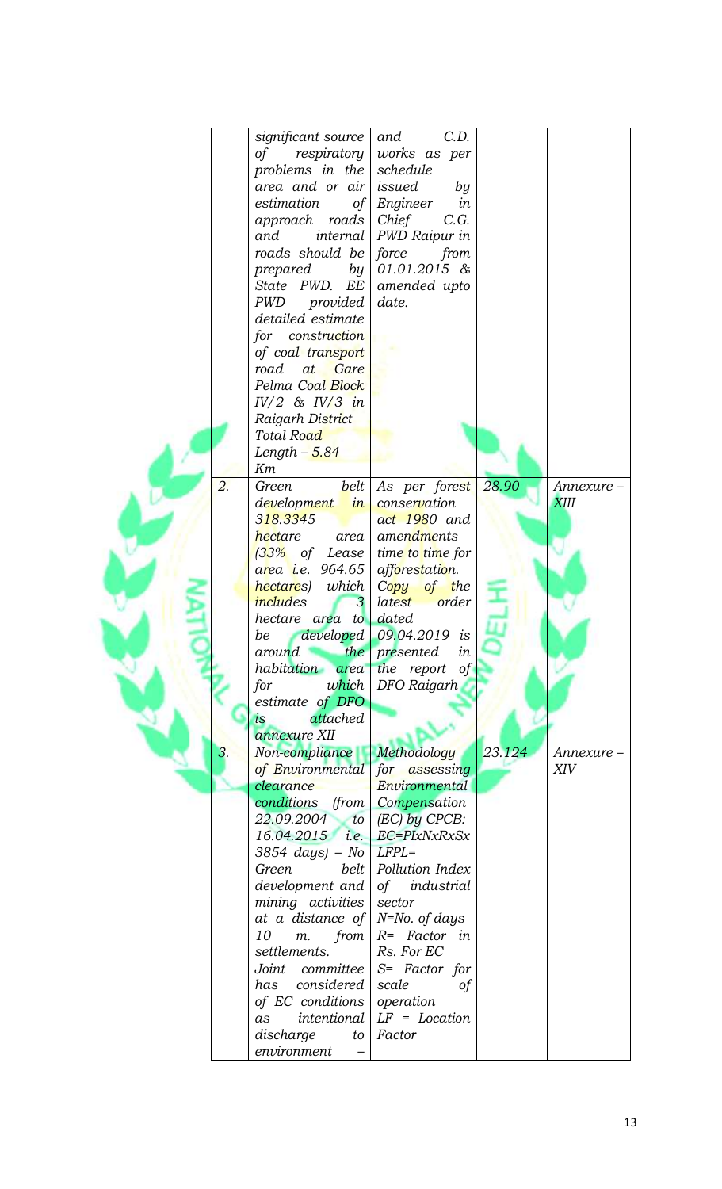| | | | | |
|---|---|---|---|---|
| | significant source of respiratory problems in the area and or air estimation of approach roads and internal roads should be prepared by State PWD. EE PWD provided detailed estimate for construction of coal transport road at Gare Pelma Coal Block IV/2 & IV/3 in Raigarh District Total Road Length – 5.84 Km | and C.D. works as per schedule issued by Engineer in Chief C.G. PWD Raipur in force from 01.01.2015 & amended upto date. | | |
| 2. | Green belt development in 318.3345 hectare area (33% of Lease area i.e. 964.65 hectares) which includes 3 hectare area to be developed around the habitation area for which estimate of DFO is attached annexure XII | As per forest conservation act 1980 and amendments time to time for afforestation. Copy of the latest order dated 09.04.2019 is presented in the report of DFO Raigarh | 28.90 | Annexure – XIII |
| 3. | Non-compliance of Environmental clearance conditions (from 22.09.2004 to 16.04.2015 i.e. 3854 days) – No Green belt development and mining activities at a distance of 10 m. from settlements. Joint committee has considered of EC conditions as intentional discharge to environment – | Methodology for assessing Environmental Compensation (EC) by CPCB: EC=PIxNxRxSx LFPL= Pollution Index of industrial sector N=No. of days R= Factor in Rs. For EC S= Factor for scale of operation LF = Location Factor | 23.124 | Annexure – XIV |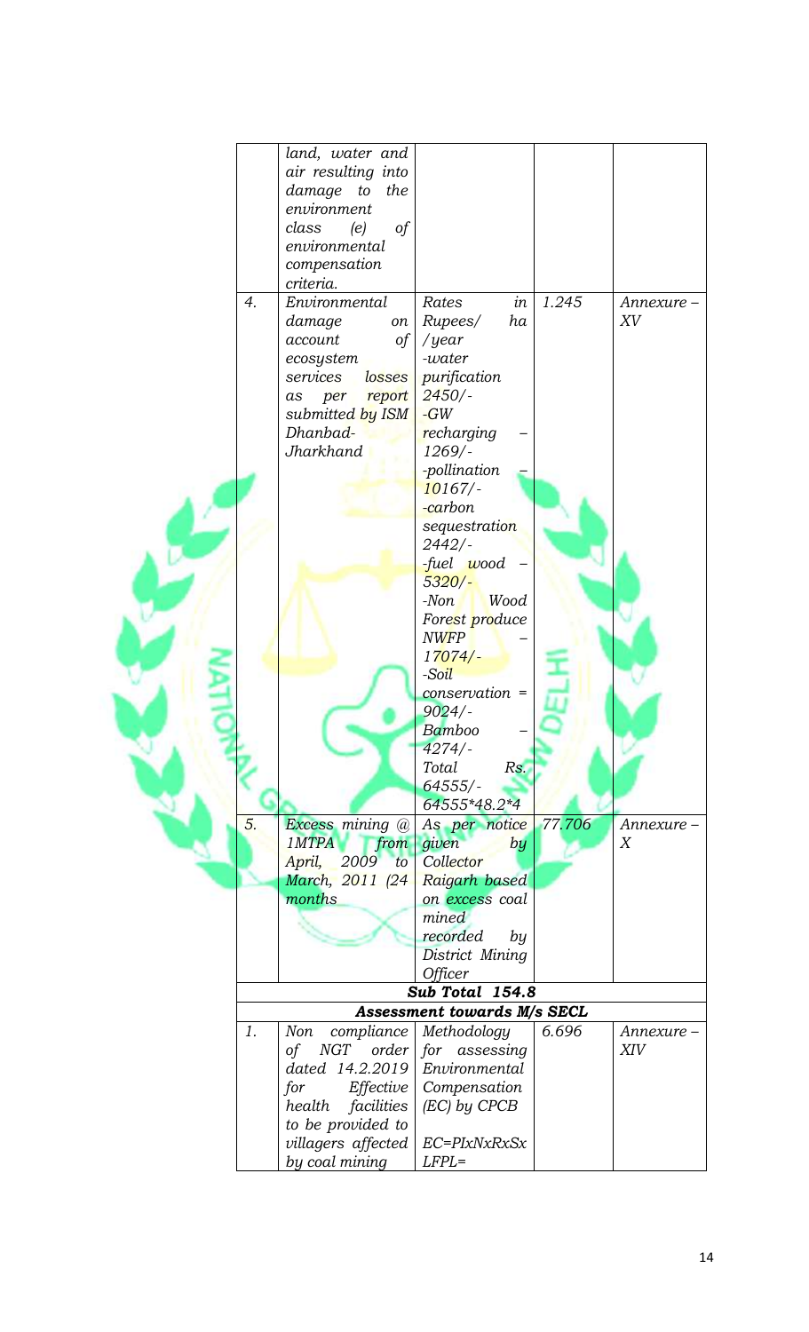|  |  |  |  |  |
|---|---|---|---|---|
|  | *land, water and air resulting into damage to the environment class (e) of environmental compensation criteria.* |  |  |  |
| *4.* | *Environmental damage on account of ecosystem services losses as per report submitted by ISM Dhanbad-Jharkhand* | *Rates in Rupees/ ha /year -water purification 2450/- -GW recharging – 1269/- -pollination – 10167/- -carbon sequestration 2442/- -fuel wood – 5320/- -Non Wood Forest produce NWFP – 17074/- -Soil conservation = 9024/- Bamboo – 4274/- Total Rs. 64555/- 64555*48.2*4* | *1.245* | *Annexure – XV* |
| *5.* | *Excess mining @ 1MTPA from April, 2009 to March, 2011 (24 months* | *As per notice given by Collector Raigarh based on excess coal mined recorded by District Mining Officer* | *77.706* | *Annexure – X* |
| ***Sub Total 154.8*** |  |  |  |  |
| ***Assessment towards M/s SECL*** |  |  |  |  |
| *1.* | *Non compliance of NGT order dated 14.2.2019 for Effective health facilities to be provided to villagers affected by coal mining* | *Methodology for assessing Environmental Compensation (EC) by CPCB EC=PIxNxRxSx LFPL=* | *6.696* | *Annexure – XIV* |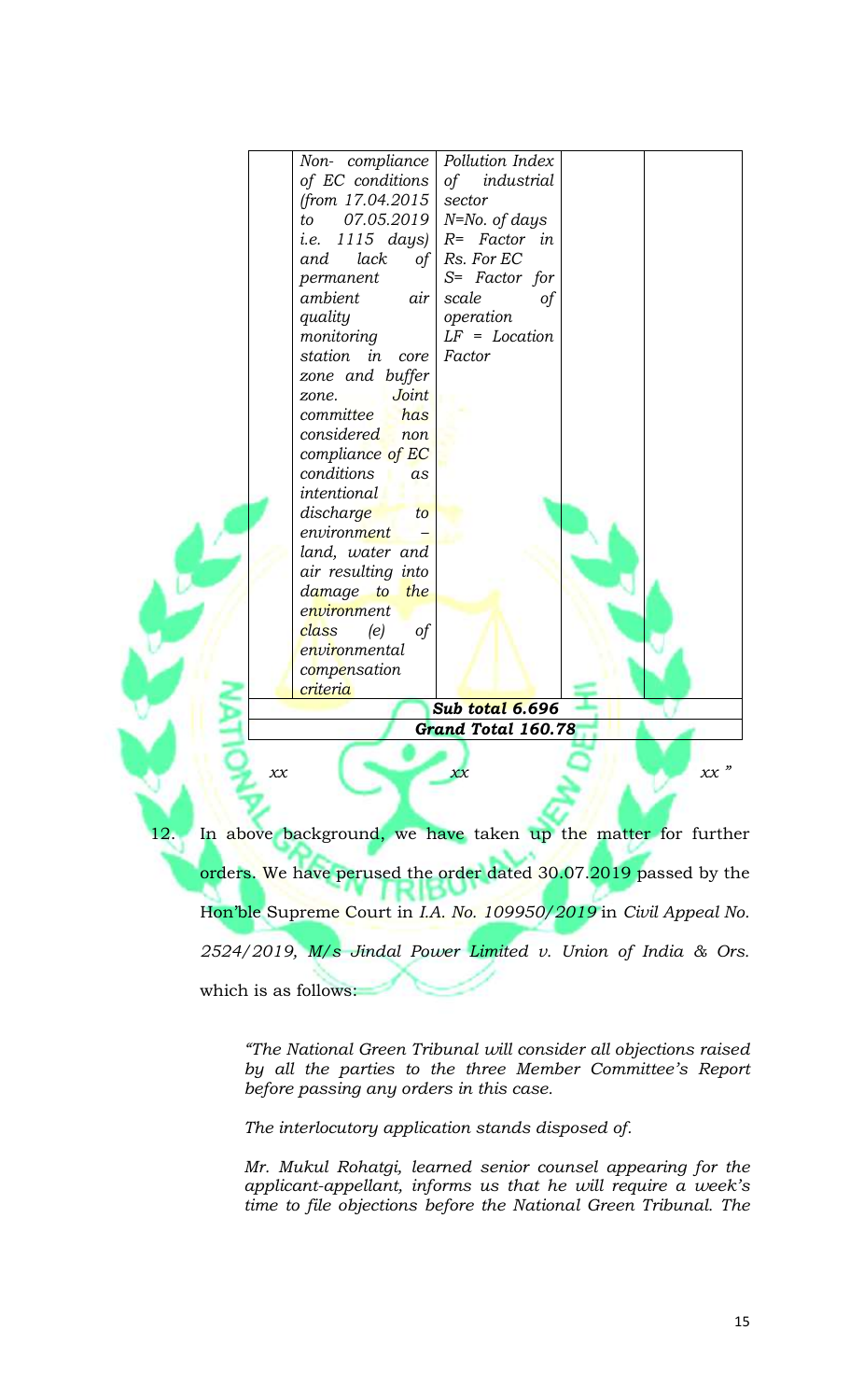| | *Non- compliance of EC conditions (from 17.04.2015 to 07.05.2019 i.e. 1115 days) and lack of permanent ambient air quality monitoring station in core zone and buffer zone. Joint committee has considered non compliance of EC conditions as intentional discharge to environment – land, water and air resulting into damage to the environment class (e) of environmental compensation criteria* | *Pollution Index of industrial sector N=No. of days R= Factor in Rs. For EC S= Factor for scale of operation LF = Location Factor* | | |
|---|---|---|---|---|
| | | ***Sub total 6.696*** | | |
| | | ***Grand Total 160.78*** | | |

*xx xx xx "*

12. In above background, we have taken up the matter for further orders. We have perused the order dated 30.07.2019 passed by the Hon'ble Supreme Court in *I.A. No. 109950/2019* in *Civil Appeal No. 2524/2019, M/s Jindal Power Limited v. Union of India & Ors.* which is as follows:

> *"The National Green Tribunal will consider all objections raised by all the parties to the three Member Committee's Report before passing any orders in this case.*
>
> *The interlocutory application stands disposed of.*
>
> *Mr. Mukul Rohatgi, learned senior counsel appearing for the applicant-appellant, informs us that he will require a week's time to file objections before the National Green Tribunal. The*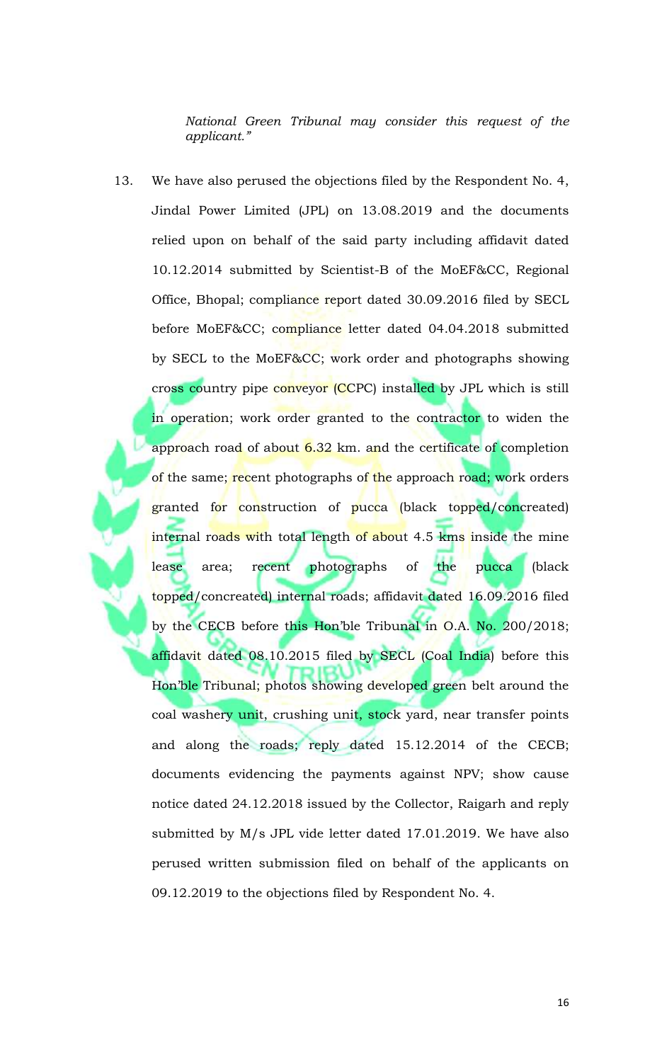*National Green Tribunal may consider this request of the applicant."*

13. We have also perused the objections filed by the Respondent No. 4, Jindal Power Limited (JPL) on 13.08.2019 and the documents relied upon on behalf of the said party including affidavit dated 10.12.2014 submitted by Scientist-B of the MoEF&CC, Regional Office, Bhopal; compliance report dated 30.09.2016 filed by SECL before MoEF&CC; compliance letter dated 04.04.2018 submitted by SECL to the MoEF&CC; work order and photographs showing cross country pipe conveyor (CCPC) installed by JPL which is still in operation; work order granted to the contractor to widen the approach road of about 6.32 km. and the certificate of completion of the same; recent photographs of the approach road; work orders granted for construction of pucca (black topped/concreated) internal roads with total length of about 4.5 kms inside the mine lease area; recent photographs of the pucca (black topped/concreated) internal roads; affidavit dated 16.09.2016 filed by the CECB before this Hon'ble Tribunal in O.A. No. 200/2018; affidavit dated 08.10.2015 filed by SECL (Coal India) before this Hon'ble Tribunal; photos showing developed green belt around the coal washery unit, crushing unit, stock yard, near transfer points and along the roads; reply dated 15.12.2014 of the CECB; documents evidencing the payments against NPV; show cause notice dated 24.12.2018 issued by the Collector, Raigarh and reply submitted by M/s JPL vide letter dated 17.01.2019. We have also perused written submission filed on behalf of the applicants on 09.12.2019 to the objections filed by Respondent No. 4.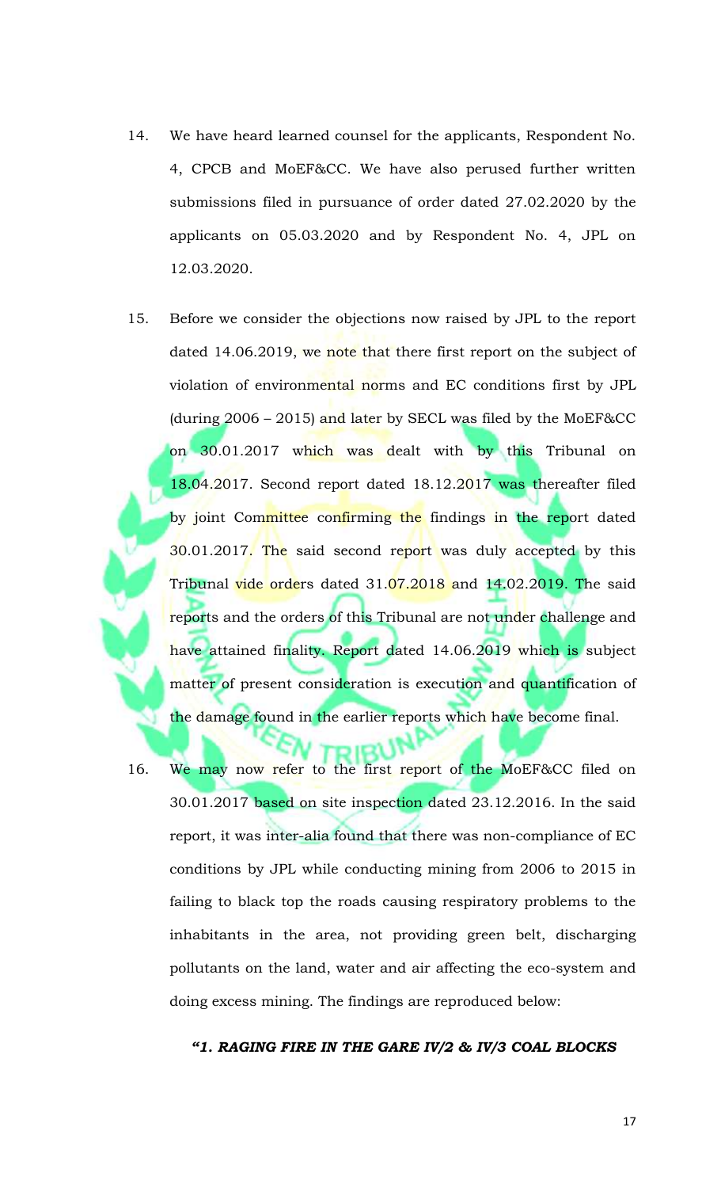14. We have heard learned counsel for the applicants, Respondent No. 4, CPCB and MoEF&CC. We have also perused further written submissions filed in pursuance of order dated 27.02.2020 by the applicants on 05.03.2020 and by Respondent No. 4, JPL on 12.03.2020.

15. Before we consider the objections now raised by JPL to the report dated 14.06.2019, we note that there first report on the subject of violation of environmental norms and EC conditions first by JPL (during 2006 – 2015) and later by SECL was filed by the MoEF&CC on 30.01.2017 which was dealt with by this Tribunal on 18.04.2017. Second report dated 18.12.2017 was thereafter filed by joint Committee confirming the findings in the report dated 30.01.2017. The said second report was duly accepted by this Tribunal vide orders dated 31.07.2018 and 14.02.2019. The said reports and the orders of this Tribunal are not under challenge and have attained finality. Report dated 14.06.2019 which is subject matter of present consideration is execution and quantification of the damage found in the earlier reports which have become final.

16. We may now refer to the first report of the MoEF&CC filed on 30.01.2017 based on site inspection dated 23.12.2016. In the said report, it was inter-alia found that there was non-compliance of EC conditions by JPL while conducting mining from 2006 to 2015 in failing to black top the roads causing respiratory problems to the inhabitants in the area, not providing green belt, discharging pollutants on the land, water and air affecting the eco-system and doing excess mining. The findings are reproduced below:

***"1. RAGING FIRE IN THE GARE IV/2 & IV/3 COAL BLOCKS***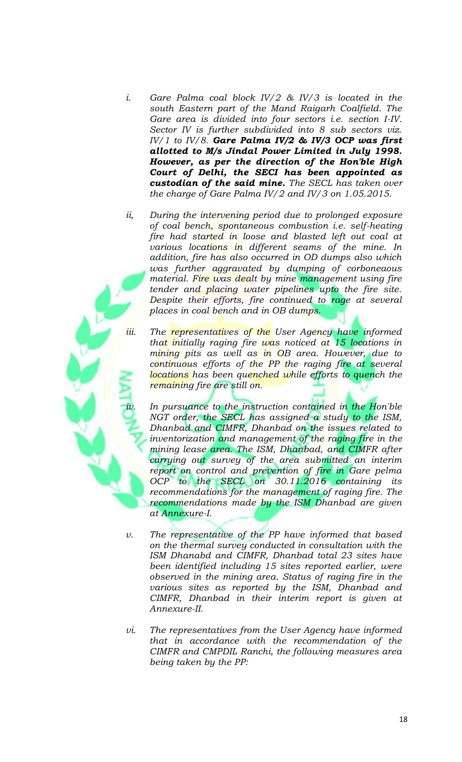i. *Gare Palma coal block IV/2 & IV/3 is located in the south Eastern part of the Mand Raigarh Coalfield. The Gare area is divided into four sectors i.e. section I-IV. Sector IV is further subdivided into 8 sub sectors viz. IV/1 to IV/8.* ***Gare Palma IV/2 & IV/3 OCP was first allotted to M/s Jindal Power Limited in July 1998. However, as per the direction of the Hon'ble High Court of Delhi, the SECI has been appointed as custodian of the said mine.*** *The SECL has taken over the charge of Gare Palma IV/2 and IV/3 on 1.05.2015.*

ii. *During the intervening period due to prolonged exposure of coal bench, spontaneous combustion i.e. self-heating fire had started in loose and blasted left out coal at various locations in different seams of the mine. In addition, fire has also occurred in OD dumps also which was further aggravated by dumping of corboneaous material. Fire was dealt by mine management using fire tender and placing water pipelines upto the fire site. Despite their efforts, fire continued to rage at several places in coal bench and in OB dumps.*

iii. *The representatives of the User Agency have informed that initially raging fire was noticed at 15 locations in mining pits as well as in OB area. However, due to continuous efforts of the PP the raging fire at several locations has been quenched while efforts to quench the remaining fire are still on.*

iv. *In pursuance to the instruction contained in the Hon'ble NGT order, the SECL has assigned a study to the ISM, Dhanbad and CIMFR, Dhanbad on the issues related to inventorization and management of the raging fire in the mining lease area. The ISM, Dhanbad, and CIMFR after carrying out survey of the area submitted an interim report on control and prevention of fire in Gare pelma OCP to the SECL on 30.11.2016 containing its recommendations for the management of raging fire. The recommendations made by the ISM Dhanbad are given at Annexure-I.*

v. *The representative of the PP have informed that based on the thermal survey conducted in consultation with the ISM Dhanabd and CIMFR, Dhanbad total 23 sites have been identified including 15 sites reported earlier, were observed in the mining area. Status of raging fire in the various sites as reported by the ISM, Dhanbad and CIMFR, Dhanbad in their interim report is given at Annexure-II.*

vi. *The representatives from the User Agency have informed that in accordance with the recommendation of the CIMFR and CMPDIL Ranchi, the following measures area being taken by the PP:*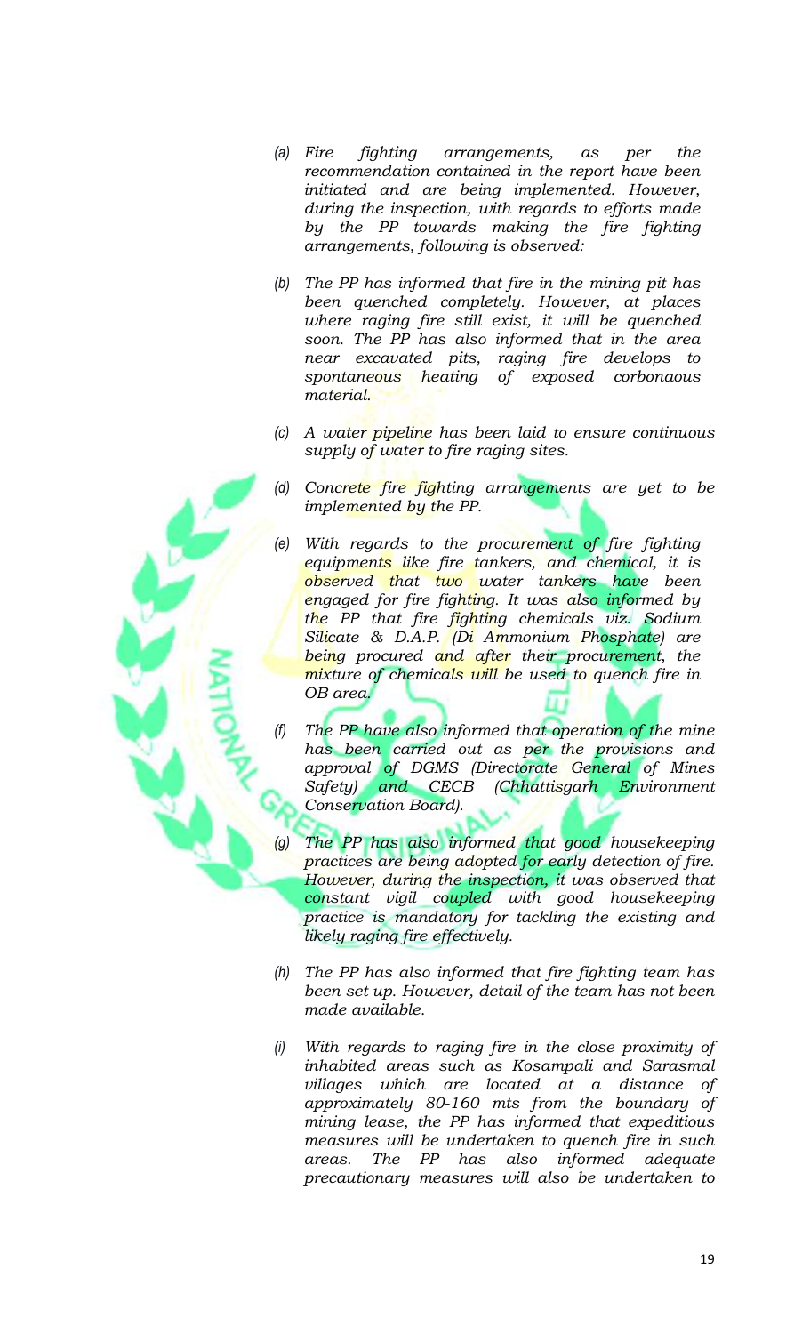- *(a) Fire fighting arrangements, as per the recommendation contained in the report have been initiated and are being implemented. However, during the inspection, with regards to efforts made by the PP towards making the fire fighting arrangements, following is observed:*

- *(b) The PP has informed that fire in the mining pit has been quenched completely. However, at places where raging fire still exist, it will be quenched soon. The PP has also informed that in the area near excavated pits, raging fire develops to spontaneous heating of exposed corbonaous material.*

- *(c) A water pipeline has been laid to ensure continuous supply of water to fire raging sites.*

- *(d) Concrete fire fighting arrangements are yet to be implemented by the PP.*

- *(e) With regards to the procurement of fire fighting equipments like fire tankers, and chemical, it is observed that two water tankers have been engaged for fire fighting. It was also informed by the PP that fire fighting chemicals viz. Sodium Silicate & D.A.P. (Di Ammonium Phosphate) are being procured and after their procurement, the mixture of chemicals will be used to quench fire in OB area.*

- *(f) The PP have also informed that operation of the mine has been carried out as per the provisions and approval of DGMS (Directorate General of Mines Safety) and CECB (Chhattisgarh Environment Conservation Board).*

- *(g) The PP has also informed that good housekeeping practices are being adopted for early detection of fire. However, during the inspection, it was observed that constant vigil coupled with good housekeeping practice is mandatory for tackling the existing and likely raging fire effectively.*

- *(h) The PP has also informed that fire fighting team has been set up. However, detail of the team has not been made available.*

- *(i) With regards to raging fire in the close proximity of inhabited areas such as Kosampali and Sarasmal villages which are located at a distance of approximately 80-160 mts from the boundary of mining lease, the PP has informed that expeditious measures will be undertaken to quench fire in such areas. The PP has also informed adequate precautionary measures will also be undertaken to*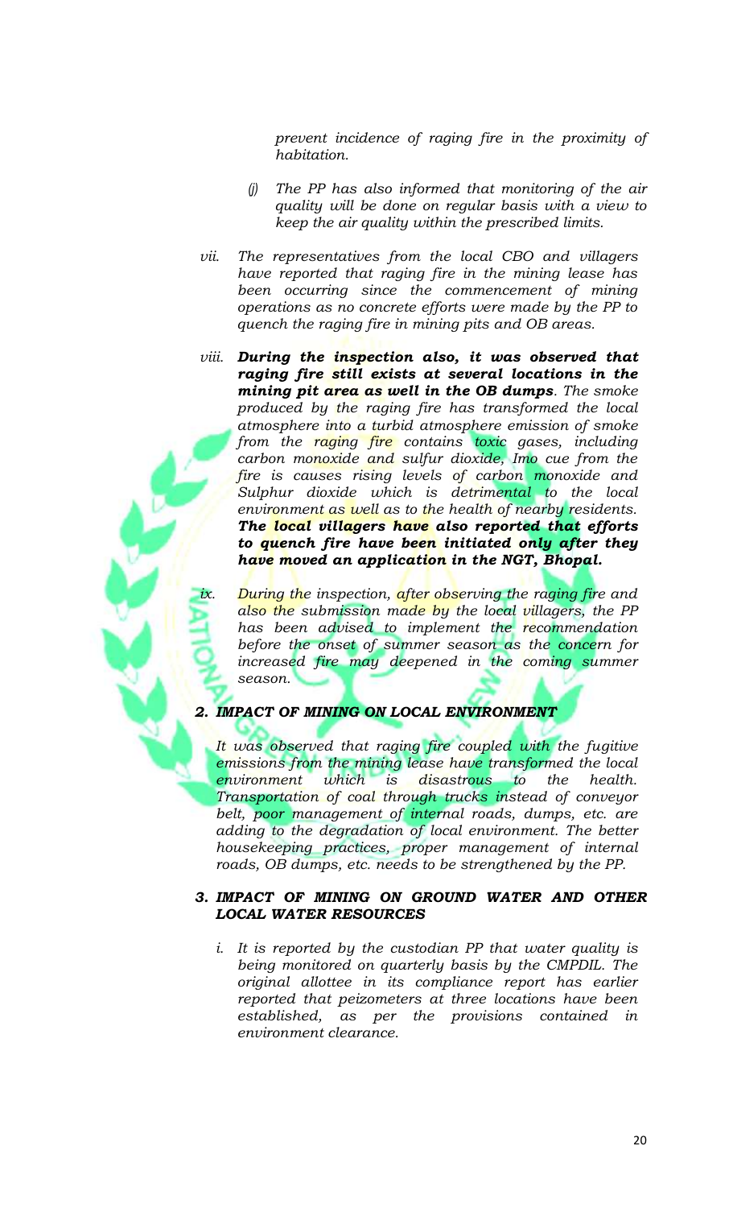*prevent incidence of raging fire in the proximity of habitation.*

*(j) The PP has also informed that monitoring of the air quality will be done on regular basis with a view to keep the air quality within the prescribed limits.*

*vii. The representatives from the local CBO and villagers have reported that raging fire in the mining lease has been occurring since the commencement of mining operations as no concrete efforts were made by the PP to quench the raging fire in mining pits and OB areas.*

*viii.* ***During the inspection also, it was observed that raging fire still exists at several locations in the mining pit area as well in the OB dumps****. The smoke produced by the raging fire has transformed the local atmosphere into a turbid atmosphere emission of smoke from the raging fire contains toxic gases, including carbon monoxide and sulfur dioxide, Imo cue from the fire is causes rising levels of carbon monoxide and Sulphur dioxide which is detrimental to the local environment as well as to the health of nearby residents.* ***The local villagers have also reported that efforts to quench fire have been initiated only after they have moved an application in the NGT, Bhopal.***

*ix. During the inspection, after observing the raging fire and also the submission made by the local villagers, the PP has been advised to implement the recommendation before the onset of summer season as the concern for increased fire may deepened in the coming summer season.*

### *2. IMPACT OF MINING ON LOCAL ENVIRONMENT*

*It was observed that raging fire coupled with the fugitive emissions from the mining lease have transformed the local environment which is disastrous to the health. Transportation of coal through trucks instead of conveyor belt, poor management of internal roads, dumps, etc. are adding to the degradation of local environment. The better housekeeping practices, proper management of internal roads, OB dumps, etc. needs to be strengthened by the PP.*

### *3. IMPACT OF MINING ON GROUND WATER AND OTHER LOCAL WATER RESOURCES*

*i. It is reported by the custodian PP that water quality is being monitored on quarterly basis by the CMPDIL. The original allottee in its compliance report has earlier reported that peizometers at three locations have been established, as per the provisions contained in environment clearance.*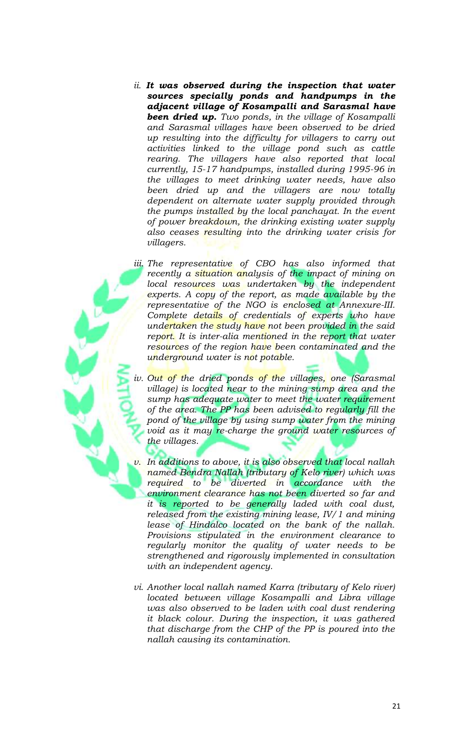ii. ***It was observed during the inspection that water sources specially ponds and handpumps in the adjacent village of Kosampalli and Sarasmal have been dried up.*** *Two ponds, in the village of Kosampalli and Sarasmal villages have been observed to be dried up resulting into the difficulty for villagers to carry out activities linked to the village pond such as cattle rearing. The villagers have also reported that local currently, 15-17 handpumps, installed during 1995-96 in the villages to meet drinking water needs, have also been dried up and the villagers are now totally dependent on alternate water supply provided through the pumps installed by the local panchayat. In the event of power breakdown, the drinking existing water supply also ceases resulting into the drinking water crisis for villagers.*

iii. *The representative of CBO has also informed that recently a situation analysis of the impact of mining on local resources was undertaken by the independent experts. A copy of the report, as made available by the representative of the NGO is enclosed at Annexure-III. Complete details of credentials of experts who have undertaken the study have not been provided in the said report. It is inter-alia mentioned in the report that water resources of the region have been contaminated and the underground water is not potable.*

iv. *Out of the dried ponds of the villages, one (Sarasmal village) is located near to the mining sump area and the sump has adequate water to meet the water requirement of the area. The PP has been advised to regularly fill the pond of the village by using sump water from the mining void as it may re-charge the ground water resources of the villages.*

v. *In additions to above, it is also observed that local nallah named Bendra Nallah (tributary of Kelo river) which was required to be diverted in accordance with the environment clearance has not been diverted so far and it is reported to be generally laded with coal dust, released from the existing mining lease, IV/1 and mining lease of Hindalco located on the bank of the nallah. Provisions stipulated in the environment clearance to regularly monitor the quality of water needs to be strengthened and rigorously implemented in consultation with an independent agency.*

vi. *Another local nallah named Karra (tributary of Kelo river) located between village Kosampalli and Libra village was also observed to be laden with coal dust rendering it black colour. During the inspection, it was gathered that discharge from the CHP of the PP is poured into the nallah causing its contamination.*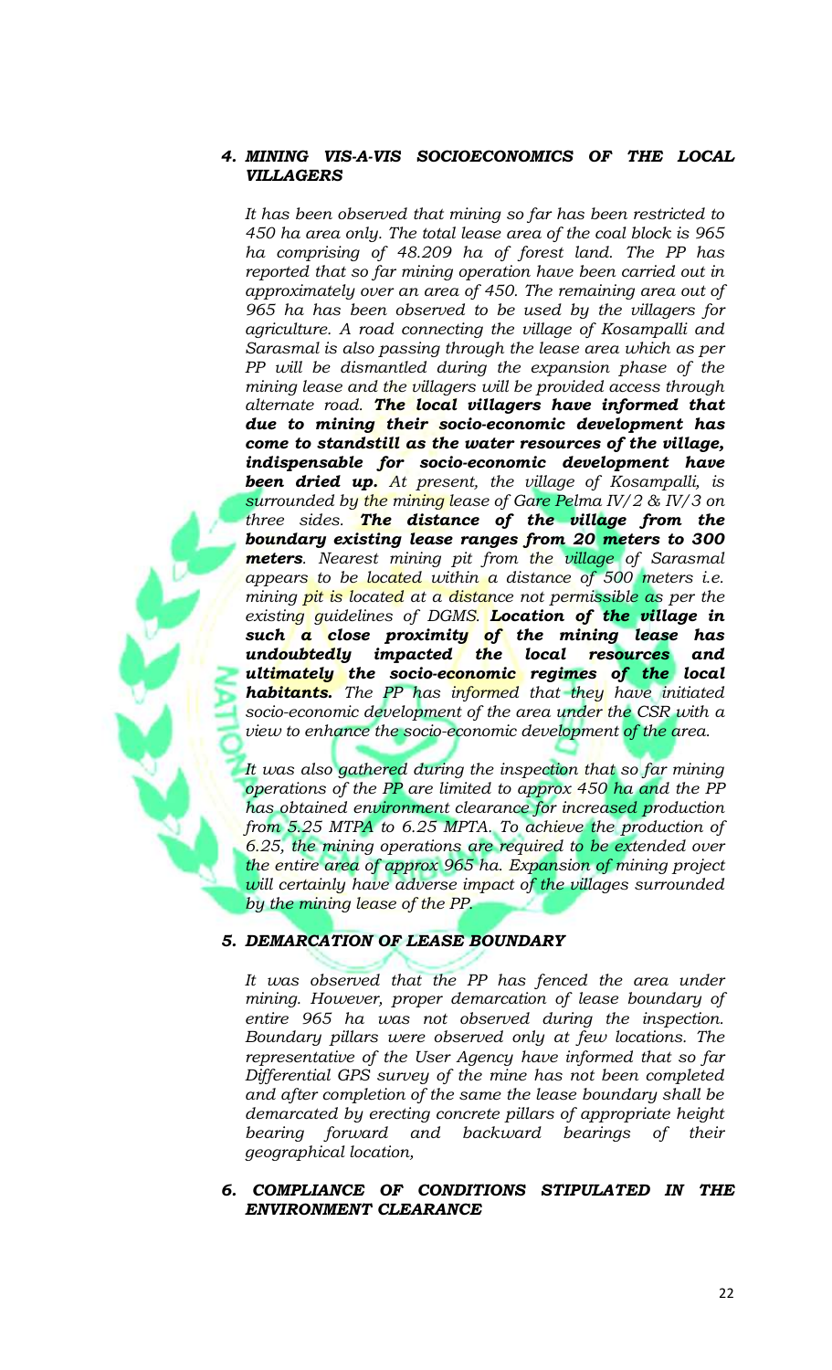### 4. *MINING VIS-A-VIS SOCIOECONOMICS OF THE LOCAL VILLAGERS*

*It has been observed that mining so far has been restricted to 450 ha area only. The total lease area of the coal block is 965 ha comprising of 48.209 ha of forest land. The PP has reported that so far mining operation have been carried out in approximately over an area of 450. The remaining area out of 965 ha has been observed to be used by the villagers for agriculture. A road connecting the village of Kosampalli and Sarasmal is also passing through the lease area which as per PP will be dismantled during the expansion phase of the mining lease and the villagers will be provided access through alternate road.* ***The local villagers have informed that due to mining their socio-economic development has come to standstill as the water resources of the village, indispensable for socio-economic development have been dried up.*** *At present, the village of Kosampalli, is surrounded by the mining lease of Gare Pelma IV/2 & IV/3 on three sides.* ***The distance of the village from the boundary existing lease ranges from 20 meters to 300 meters****. Nearest mining pit from the village of Sarasmal appears to be located within a distance of 500 meters i.e. mining pit is located at a distance not permissible as per the existing guidelines of DGMS.* ***Location of the village in such a close proximity of the mining lease has undoubtedly impacted the local resources and ultimately the socio-economic regimes of the local habitants.*** *The PP has informed that they have initiated socio-economic development of the area under the CSR with a view to enhance the socio-economic development of the area.*

*It was also gathered during the inspection that so far mining operations of the PP are limited to approx 450 ha and the PP has obtained environment clearance for increased production from 5.25 MTPA to 6.25 MPTA. To achieve the production of 6.25, the mining operations are required to be extended over the entire area of approx 965 ha. Expansion of mining project will certainly have adverse impact of the villages surrounded by the mining lease of the PP.*

### 5. *DEMARCATION OF LEASE BOUNDARY*

*It was observed that the PP has fenced the area under mining. However, proper demarcation of lease boundary of entire 965 ha was not observed during the inspection. Boundary pillars were observed only at few locations. The representative of the User Agency have informed that so far Differential GPS survey of the mine has not been completed and after completion of the same the lease boundary shall be demarcated by erecting concrete pillars of appropriate height bearing forward and backward bearings of their geographical location,*

### 6. *COMPLIANCE OF CONDITIONS STIPULATED IN THE ENVIRONMENT CLEARANCE*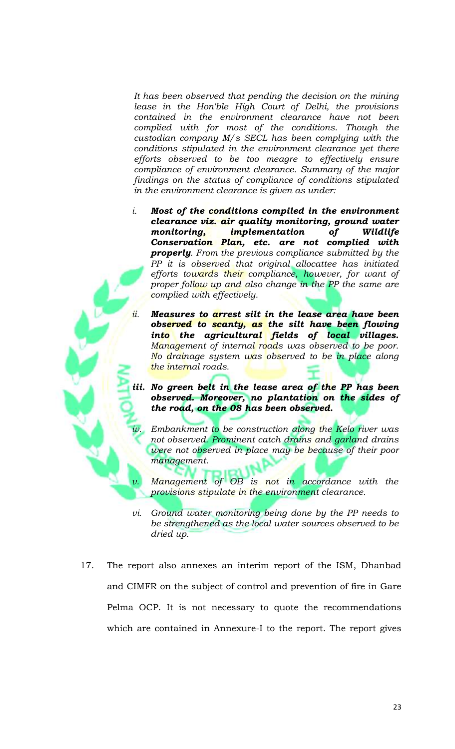*It has been observed that pending the decision on the mining lease in the Hon'ble High Court of Delhi, the provisions contained in the environment clearance have not been complied with for most of the conditions. Though the custodian company M/s SECL has been complying with the conditions stipulated in the environment clearance yet there efforts observed to be too meagre to effectively ensure compliance of environment clearance. Summary of the major findings on the status of compliance of conditions stipulated in the environment clearance is given as under:*

*i.* ***Most of the conditions compiled in the environment clearance viz. air quality monitoring, ground water monitoring, implementation of Wildlife Conservation Plan, etc. are not complied with properly****. From the previous compliance submitted by the PP it is observed that original allocattee has initiated efforts towards their compliance, however, for want of proper follow up and also change in the PP the same are complied with effectively.*

*ii.* ***Measures to arrest silt in the lease area have been observed to scanty, as the silt have been flowing into the agricultural fields of local villages.*** *Management of internal roads was observed to be poor. No drainage system was observed to be in place along the internal roads.*

***iii. No green belt in the lease area of the PP has been observed. Moreover, no plantation on the sides of the road, on the 08 has been observed.***

*iv. Embankment to be construction along the Kelo river was not observed. Prominent catch drains and garland drains were not observed in place may be because of their poor management.*

*v. Management of OB is not in accordance with the provisions stipulate in the environment clearance.*

*vi. Ground water monitoring being done by the PP needs to be strengthened as the local water sources observed to be dried up.*

17. The report also annexes an interim report of the ISM, Dhanbad and CIMFR on the subject of control and prevention of fire in Gare Pelma OCP. It is not necessary to quote the recommendations which are contained in Annexure-I to the report. The report gives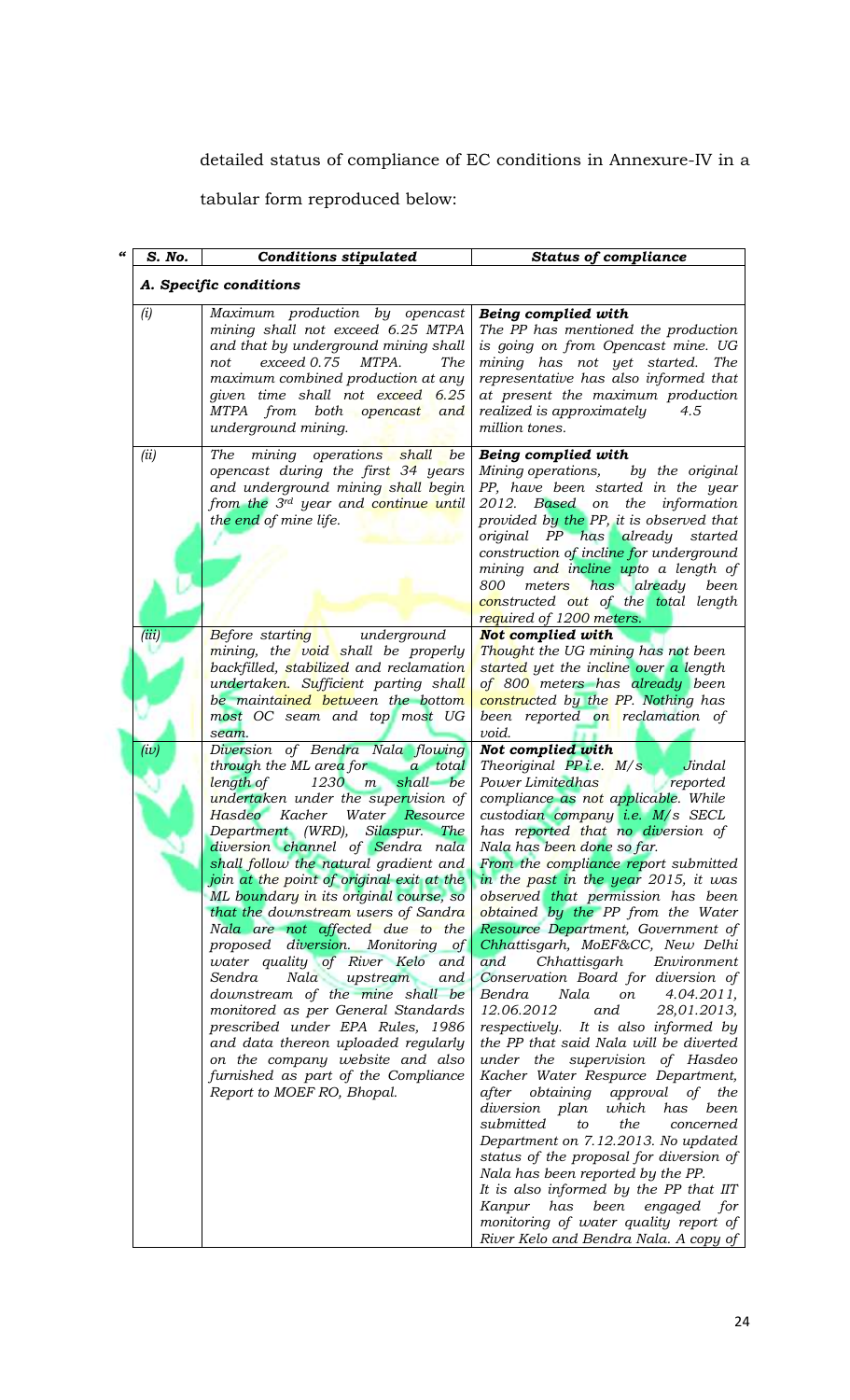detailed status of compliance of EC conditions in Annexure-IV in a tabular form reproduced below:

"

| S. No. | Conditions stipulated | Status of compliance |
|---|---|---|
| *A. Specific conditions* | | |
| *(i)* | *Maximum production by opencast mining shall not exceed 6.25 MTPA and that by underground mining shall not exceed 0.75 MTPA. The maximum combined production at any given time shall not exceed 6.25 MTPA from both opencast and underground mining.* | ***Being complied with*** *The PP has mentioned the production is going on from Opencast mine. UG mining has not yet started. The representative has also informed that at present the maximum production realized is approximately 4.5 million tones.* |
| *(ii)* | *The mining operations shall be opencast during the first 34 years and underground mining shall begin from the 3rd year and continue until the end of mine life.* | ***Being complied with*** *Mining operations, by the original PP, have been started in the year 2012. Based on the information provided by the PP, it is observed that original PP has already started construction of incline for underground mining and incline upto a length of 800 meters has already been constructed out of the total length required of 1200 meters.* |
| *(iii)* | *Before starting underground mining, the void shall be properly backfilled, stabilized and reclamation undertaken. Sufficient parting shall be maintained between the bottom most OC seam and top most UG seam.* | ***Not complied with*** *Thought the UG mining has not been started yet the incline over a length of 800 meters has already been constructed by the PP. Nothing has been reported on reclamation of void.* |
| *(iv)* | *Diversion of Bendra Nala flowing through the ML area for a total length of 1230 m shall be undertaken under the supervision of Hasdeo Kacher Water Resource Department (WRD), Silaspur. The diversion channel of Sendra nala shall follow the natural gradient and join at the point of original exit at the ML boundary in its original course, so that the downstream users of Sandra Nala are not affected due to the proposed diversion. Monitoring of water quality of River Kelo and Sendra Nala upstream and downstream of the mine shall be monitored as per General Standards prescribed under EPA Rules, 1986 and data thereon uploaded regularly on the company website and also furnished as part of the Compliance Report to MOEF RO, Bhopal.* | ***Not complied with*** *Theoriginal PP i.e. M/s Jindal Power Limitedhas reported compliance as not applicable. While custodian company i.e. M/s SECL has reported that no diversion of Nala has been done so far.* *From the compliance report submitted in the past in the year 2015, it was observed that permission has been obtained by the PP from the Water Resource Department, Government of Chhattisgarh, MoEF&CC, New Delhi and Chhattisgarh Environment Conservation Board for diversion of Bendra Nala on 4.04.2011, 12.06.2012 and 28,01.2013, respectively. It is also informed by the PP that said Nala will be diverted under the supervision of Hasdeo Kacher Water Respurce Department, after obtaining approval of the diversion plan which has been submitted to the concerned Department on 7.12.2013. No updated status of the proposal for diversion of Nala has been reported by the PP.* *It is also informed by the PP that IIT Kanpur has been engaged for monitoring of water quality report of River Kelo and Bendra Nala. A copy of* |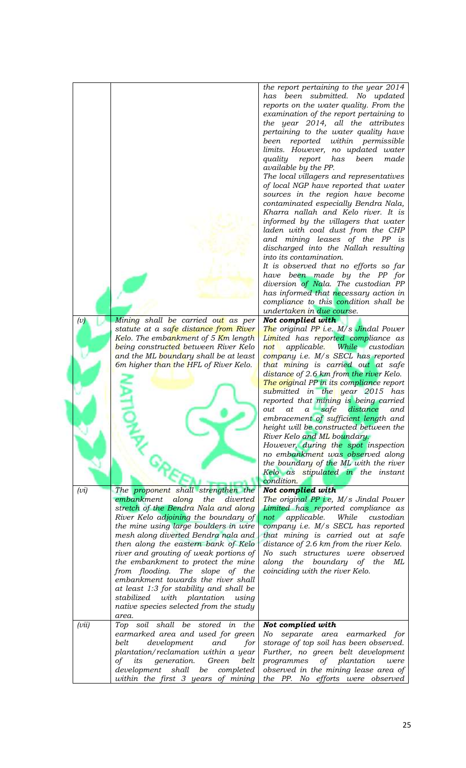| | | |
|---|---|---|
| | | *the report pertaining to the year 2014 has been submitted. No updated reports on the water quality. From the examination of the report pertaining to the year 2014, all the attributes pertaining to the water quality have been reported within permissible limits. However, no updated water quality report has been made available by the PP.* *The local villagers and representatives of local NGP have reported that water sources in the region have become contaminated especially Bendra Nala, Kharra nallah and Kelo river. It is informed by the villagers that water laden with coal dust from the CHP and mining leases of the PP is discharged into the Nallah resulting into its contamination.* *It is observed that no efforts so far have been made by the PP for diversion of Nala. The custodian PP has informed that necessary action in compliance to this condition shall be undertaken in due course.* |
| *(v)* | *Mining shall be carried out as per statute at a safe distance from River Kelo. The embankment of 5 Km length being constructed between River Kelo and the ML boundary shall be at least 6m higher than the HFL of River Kelo.* | ***Not complied with*** *The original PP i.e. M/s Jindal Power Limited has reported compliance as not applicable. While custodian company i.e. M/s SECL has reported that mining is carried out at safe distance of 2.6 km from the river Kelo. The original PP in its compliance report submitted in the year 2015 has reported that mining is being carried out at a safe distance and embracement of sufficient length and height will be constructed between the River Kelo and ML boundary.* *However, during the spot inspection no embankment was observed along the boundary of the ML with the river Kelo as stipulated in the instant condition.* |
| *(vi)* | *The proponent shall strengthen the embankment along the diverted stretch of the Bendra Nala and along River Kelo adjoining the boundary of the mine using large boulders in wire mesh along diverted Bendra nala and then along the eastern bank of Kelo river and grouting of weak portions of the embankment to protect the mine from flooding. The slope of the embankment towards the river shall at least 1:3 for stability and shall be stabilized with plantation using native species selected from the study area.* | ***Not complied with*** *The original PP i.e, M/s Jindal Power Limited has reported compliance as not applicable. While custodian company i.e. M/s SECL has reported that mining is carried out at safe distance of 2.6 km from the river Kelo. No such structures were observed along the boundary of the ML coinciding with the river Kelo.* |
| *(vii)* | *Top soil shall be stored in the earmarked area and used for green belt development and for plantation/reclamation within a year of its generation. Green belt development shall be completed within the first 3 years of mining* | ***Not complied with*** *No separate area earmarked for storage of top soil has been observed. Further, no green belt development programmes of plantation were observed in the mining lease area of the PP. No efforts were observed* |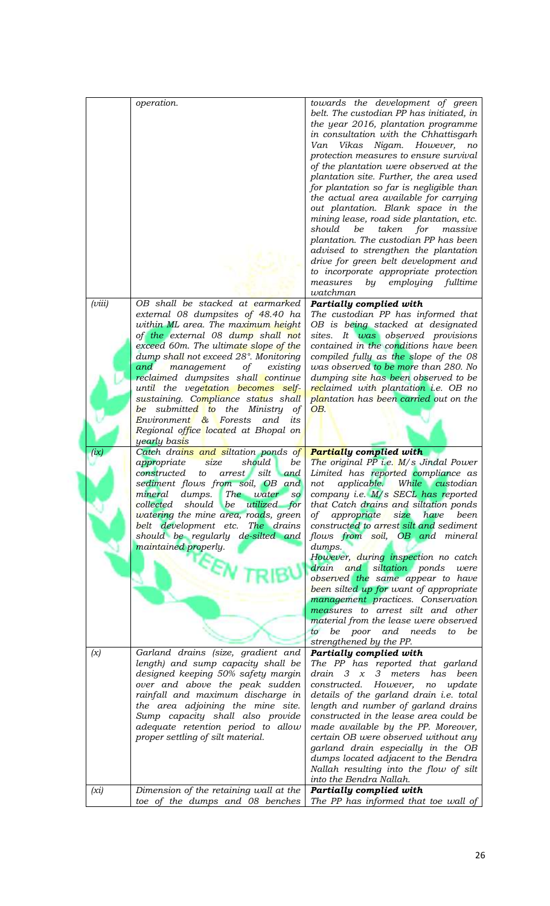| | | |
|---|---|---|
| | *operation.* | *towards the development of green belt. The custodian PP has initiated, in the year 2016, plantation programme in consultation with the Chhattisgarh Van Vikas Nigam. However, no protection measures to ensure survival of the plantation were observed at the plantation site. Further, the area used for plantation so far is negligible than the actual area available for carrying out plantation. Blank space in the mining lease, road side plantation, etc. should be taken for massive plantation. The custodian PP has been advised to strengthen the plantation drive for green belt development and to incorporate appropriate protection measures by employing fulltime watchman* |
| *(viii)* | *OB shall be stacked at earmarked external 08 dumpsites of 48.40 ha within ML area. The maximum height of the external 08 dump shall not exceed 60m. The ultimate slope of the dump shall not exceed 28°. Monitoring and management of existing reclaimed dumpsites shall continue until the vegetation becomes self-sustaining. Compliance status shall be submitted to the Ministry of Environment & Forests and its Regional office located at Bhopal on yearly basis* | ***Partially complied with*** *The custodian PP has informed that OB is being stacked at designated sites. It was observed provisions contained in the conditions have been compiled fully as the slope of the 08 was observed to be more than 280. No dumping site has been observed to be reclaimed with plantation i.e. OB no plantation has been carried out on the OB.* |
| *(ix)* | *Catch drains and siltation ponds of appropriate size should be constructed to arrest silt and sediment flows from soil, OB and mineral dumps. The water so collected should be utilized for watering the mine area, roads, green belt development etc. The drains should be regularly de-silted and maintained properly.* | ***Partially complied with*** *The original PP i.e. M/s Jindal Power Limited has reported compliance as not applicable. While custodian company i.e. M/s SECL has reported that Catch drains and siltation ponds of appropriate size have been constructed to arrest silt and sediment flows from soil, OB and mineral dumps.* *However, during inspection no catch drain and siltation ponds were observed the same appear to have been silted up for want of appropriate management practices. Conservation measures to arrest silt and other material from the lease were observed to be poor and needs to be strengthened by the PP.* |
| *(x)* | *Garland drains (size, gradient and length) and sump capacity shall be designed keeping 50% safety margin over and above the peak sudden rainfall and maximum discharge in the area adjoining the mine site. Sump capacity shall also provide adequate retention period to allow proper settling of silt material.* | ***Partially complied with*** *The PP has reported that garland drain 3 x 3 meters has been constructed. However, no update details of the garland drain i.e. total length and number of garland drains constructed in the lease area could be made available by the PP. Moreover, certain OB were observed without any garland drain especially in the OB dumps located adjacent to the Bendra Nallah resulting into the flow of silt into the Bendra Nallah.* |
| *(xi)* | *Dimension of the retaining wall at the toe of the dumps and 08 benches* | ***Partially complied with*** *The PP has informed that toe wall of* |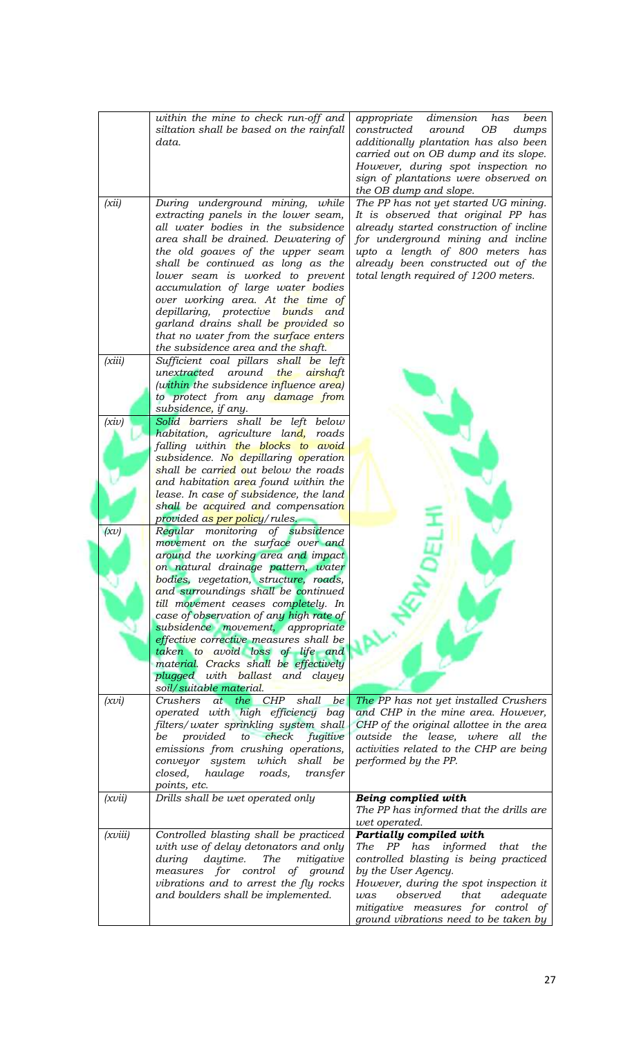| | | |
|---|---|---|
| | *within the mine to check run-off and siltation shall be based on the rainfall data.* | *appropriate dimension has been constructed around OB dumps additionally plantation has also been carried out on OB dump and its slope. However, during spot inspection no sign of plantations were observed on the OB dump and slope.* |
| *(xii)* | *During underground mining, while extracting panels in the lower seam, all water bodies in the subsidence area shall be drained. Dewatering of the old goaves of the upper seam shall be continued as long as the lower seam is worked to prevent accumulation of large water bodies over working area. At the time of depillaring, protective bunds and garland drains shall be provided so that no water from the surface enters the subsidence area and the shaft.* | *The PP has not yet started UG mining. It is observed that original PP has already started construction of incline for underground mining and incline upto a length of 800 meters has already been constructed out of the total length required of 1200 meters.* |
| *(xiii)* | *Sufficient coal pillars shall be left unextracted around the airshaft (within the subsidence influence area) to protect from any damage from subsidence, if any.* | |
| *(xiv)* | *Solid barriers shall be left below habitation, agriculture land, roads falling within the blocks to avoid subsidence. No depillaring operation shall be carried out below the roads and habitation area found within the lease. In case of subsidence, the land shall be acquired and compensation provided as per policy/rules.* | |
| *(xv)* | *Regular monitoring of subsidence movement on the surface over and around the working area and impact on natural drainage pattern, water bodies, vegetation, structure, roads, and surroundings shall be continued till movement ceases completely. In case of observation of any high rate of subsidence movement, appropriate effective corrective measures shall be taken to avoid loss of life and material. Cracks shall be effectively plugged with ballast and clayey soil/suitable material.* | |
| *(xvi)* | *Crushers at the CHP shall be operated with high efficiency bag filters/water sprinkling system shall be provided to check fugitive emissions from crushing operations, conveyor system which shall be closed, haulage roads, transfer points, etc.* | *The PP has not yet installed Crushers and CHP in the mine area. However, CHP of the original allottee in the area outside the lease, where all the activities related to the CHP are being performed by the PP.* |
| *(xvii)* | *Drills shall be wet operated only* | ***Being complied with*** <br> *The PP has informed that the drills are wet operated.* |
| *(xviii)* | *Controlled blasting shall be practiced with use of delay detonators and only during daytime. The mitigative measures for control of ground vibrations and to arrest the fly rocks and boulders shall be implemented.* | ***Partially compiled with*** <br> *The PP has informed that the controlled blasting is being practiced by the User Agency.* <br> *However, during the spot inspection it was observed that adequate mitigative measures for control of ground vibrations need to be taken by* |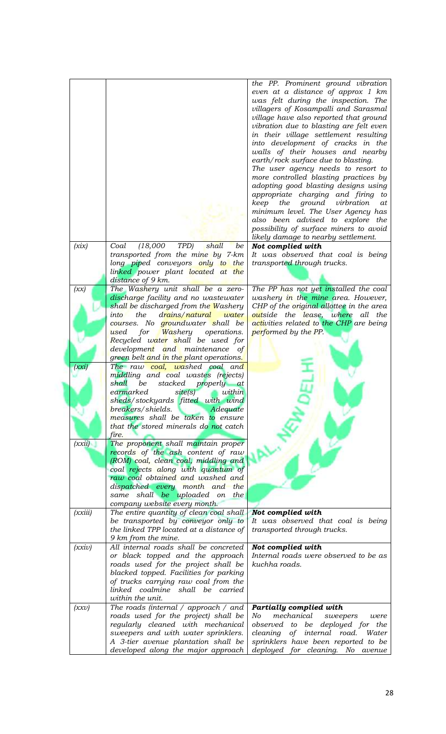| | | |
|---|---|---|
| | | *the PP. Prominent ground vibration even at a distance of approx 1 km was felt during the inspection. The villagers of Kosampalli and Sarasmal village have also reported that ground vibration due to blasting are felt even in their village settlement resulting into development of cracks in the walls of their houses and nearby earth/rock surface due to blasting.* *The user agency needs to resort to more controlled blasting practices by adopting good blasting designs using appropriate charging and firing to keep the ground virbration at minimum level. The User Agency has also been advised to explore the possibility of surface miners to avoid likely damage to nearby settlement.* |
| *(xix)* | *Coal (18,000 TPD) shall be transported from the mine by 7-km long piped conveyors only to the linked power plant located at the distance of 9 km.* | ***Not complied with*** *It was observed that coal is being transported through trucks.* |
| *(xx)* | *The Washery unit shall be a zero-discharge facility and no wastewater shall be discharged from the Washery into the drains/natural water courses. No groundwater shall be used for Washery operations. Recycled water shall be used for development and maintenance of green belt and in the plant operations.* | *The PP has not yet installed the coal washery in the mine area. However, CHP of the original allottee in the area outside the lease, where all the activities related to the CHP are being performed by the PP.* |
| *(xxi)* | *The raw coal, washed coal and middling and coal wastes (rejects) shall be stacked properly at earmarked site(s) within sheds/stockyards fitted with wind breakers/shields. Adequate measures shall be taken to ensure that the stored minerals do not catch fire.* | |
| *(xxii)* | *The proponent shall maintain proper records of the ash content of raw (ROM) coal, clean coal, middling and coal rejects along with quantum of raw coal obtained and washed and dispatched every month and the same shall be uploaded on the company website every month.* | |
| *(xxiii)* | *The entire quantity of clean coal shall be transported by conveyor only to the linked TPP located at a distance of 9 km from the mine.* | ***Not complied with*** *It was observed that coal is being transported through trucks.* |
| *(xxiv)* | *All internal roads shall be concreted or black topped and the approach roads used for the project shall be blacked topped. Facilities for parking of trucks carrying raw coal from the linked coalmine shall be carried within the unit.* | ***Not complied with*** *Internal roads were observed to be as kuchha roads.* |
| *(xxv)* | *The roads (internal / approach / and roads used for the project) shall be regularly cleaned with mechanical sweepers and with water sprinklers. A 3-tier avenue plantation shall be developed along the major approach* | ***Partially complied with*** *No mechanical sweepers were observed to be deployed for the cleaning of internal road. Water sprinklers have been reported to be deployed for cleaning. No avenue* |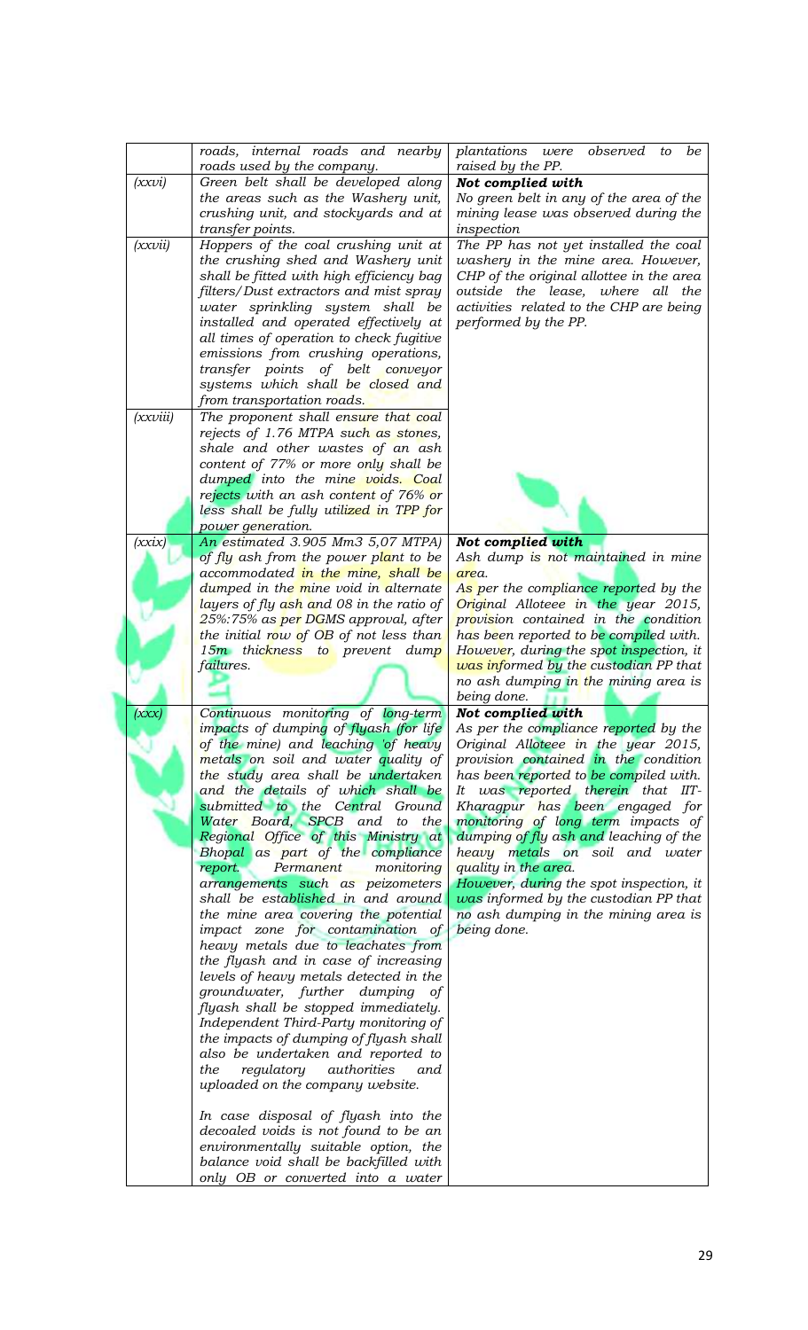| | | |
|---|---|---|
| | *roads, internal roads and nearby roads used by the company.* | *plantations were observed to be raised by the PP.* |
| *(xxvi)* | *Green belt shall be developed along the areas such as the Washery unit, crushing unit, and stockyards and at transfer points.* | ***Not complied with*** *No green belt in any of the area of the mining lease was observed during the inspection* |
| *(xxvii)* | *Hoppers of the coal crushing unit at the crushing shed and Washery unit shall be fitted with high efficiency bag filters/Dust extractors and mist spray water sprinkling system shall be installed and operated effectively at all times of operation to check fugitive emissions from crushing operations, transfer points of belt conveyor systems which shall be closed and from transportation roads.* | *The PP has not yet installed the coal washery in the mine area. However, CHP of the original allottee in the area outside the lease, where all the activities related to the CHP are being performed by the PP.* |
| *(xxviii)* | *The proponent shall ensure that coal rejects of 1.76 MTPA such as stones, shale and other wastes of an ash content of 77% or more only shall be dumped into the mine voids. Coal rejects with an ash content of 76% or less shall be fully utilized in TPP for power generation.* | |
| *(xxix)* | *An estimated 3.905 Mm3 5,07 MTPA) of fly ash from the power plant to be accommodated in the mine, shall be dumped in the mine void in alternate layers of fly ash and 08 in the ratio of 25%:75% as per DGMS approval, after the initial row of OB of not less than 15m thickness to prevent dump failures.* | ***Not complied with*** *Ash dump is not maintained in mine area.* *As per the compliance reported by the Original Alloteee in the year 2015, provision contained in the condition has been reported to be compiled with. However, during the spot inspection, it was informed by the custodian PP that no ash dumping in the mining area is being done.* |
| *(xxx)* | *Continuous monitoring of long-term impacts of dumping of flyash (for life of the mine) and leaching 'of heavy metals on soil and water quality of the study area shall be undertaken and the details of which shall be submitted to the Central Ground Water Board, SPCB and to the Regional Office of this Ministry at Bhopal as part of the compliance report. Permanent monitoring arrangements such as peizometers shall be established in and around the mine area covering the potential impact zone for contamination of heavy metals due to leachates from the flyash and in case of increasing levels of heavy metals detected in the groundwater, further dumping of flyash shall be stopped immediately. Independent Third-Party monitoring of the impacts of dumping of flyash shall also be undertaken and reported to the regulatory authorities and uploaded on the company website.* *In case disposal of flyash into the decoaled voids is not found to be an environmentally suitable option, the balance void shall be backfilled with only OB or converted into a water* | ***Not complied with*** *As per the compliance reported by the Original Alloteee in the year 2015, provision contained in the condition has been reported to be compiled with. It was reported therein that IIT-Kharagpur has been engaged for monitoring of long term impacts of dumping of fly ash and leaching of the heavy metals on soil and water quality in the area.* *However, during the spot inspection, it was informed by the custodian PP that no ash dumping in the mining area is being done.* |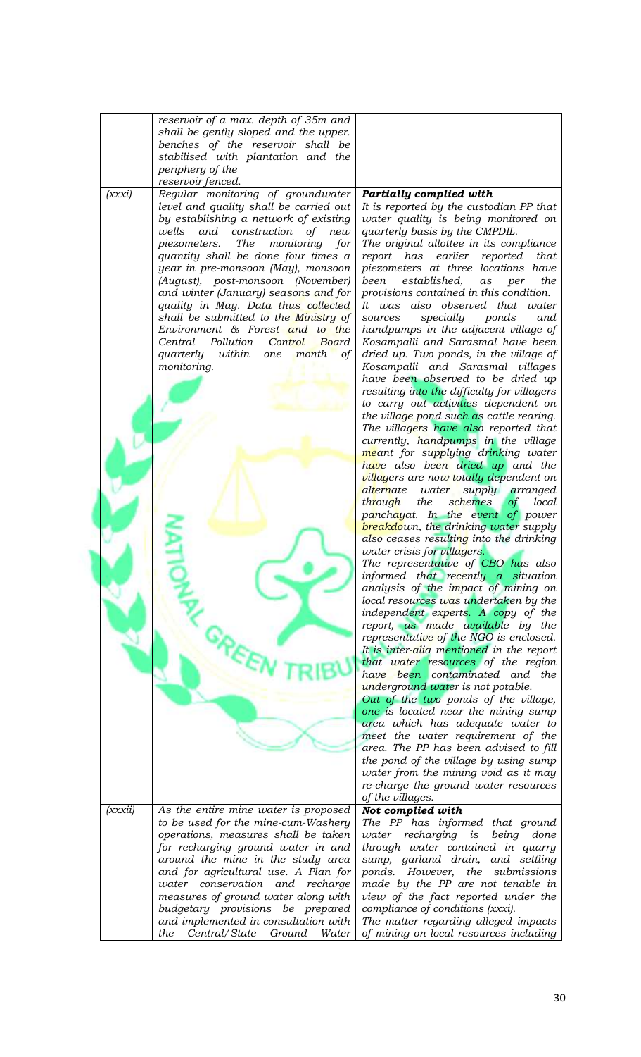| | | |
|---|---|---|
| | *reservoir of a max. depth of 35m and shall be gently sloped and the upper. benches of the reservoir shall be stabilised with plantation and the periphery of the reservoir fenced.* | |
| *(xxxi)* | *Regular monitoring of groundwater level and quality shall be carried out by establishing a network of existing wells and construction of new piezometers. The monitoring for quantity shall be done four times a year in pre-monsoon (May), monsoon (August), post-monsoon (November) and winter (January) seasons and for quality in May. Data thus collected shall be submitted to the Ministry of Environment & Forest and to the Central Pollution Control Board quarterly within one month of monitoring.* | ***Partially complied with*** <br> *It is reported by the custodian PP that water quality is being monitored on quarterly basis by the CMPDIL.* <br> *The original allottee in its compliance report has earlier reported that piezometers at three locations have been established, as per the provisions contained in this condition.* <br> *It was also observed that water sources specially ponds and handpumps in the adjacent village of Kosampalli and Sarasmal have been dried up. Two ponds, in the village of Kosampalli and Sarasmal villages have been observed to be dried up resulting into the difficulty for villagers to carry out activities dependent on the village pond such as cattle rearing. The villagers have also reported that currently, handpumps in the village meant for supplying drinking water have also been dried up and the villagers are now totally dependent on alternate water supply arranged through the schemes of local panchayat. In the event of power breakdown, the drinking water supply also ceases resulting into the drinking water crisis for villagers.* <br> *The representative of CBO has also informed that recently a situation analysis of the impact of mining on local resources was undertaken by the independent experts. A copy of the report, as made available by the representative of the NGO is enclosed. It is inter-alia mentioned in the report that water resources of the region have been contaminated and the underground water is not potable.* <br> *Out of the two ponds of the village, one is located near the mining sump area which has adequate water to meet the water requirement of the area. The PP has been advised to fill the pond of the village by using sump water from the mining void as it may re-charge the ground water resources of the villages.* |
| *(xxxii)* | *As the entire mine water is proposed to be used for the mine-cum-Washery operations, measures shall be taken for recharging ground water in and around the mine in the study area and for agricultural use. A Plan for water conservation and recharge measures of ground water along with budgetary provisions be prepared and implemented in consultation with the Central/State Ground Water* | ***Not complied with*** <br> *The PP has informed that ground water recharging is being done through water contained in quarry sump, garland drain, and settling ponds. However, the submissions made by the PP are not tenable in view of the fact reported under the compliance of conditions (xxxi).* <br> *The matter regarding alleged impacts of mining on local resources including* |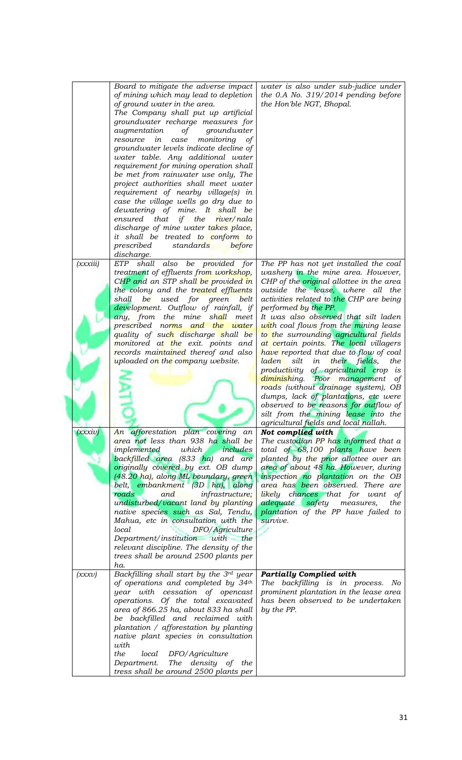| | | |
|---|---|---|
| | *Board to mitigate the adverse impact of mining which may lead to depletion of ground water in the area.* *The Company shall put up artificial groundwater recharge measures for augmentation of groundwater resource in case monitoring of groundwater levels indicate decline of water table. Any additional water requirement for mining operation shall be met from rainwater use only, The project authorities shall meet water requirement of nearby village(s) in case the village wells go dry due to dewatering of mine. It shall be ensured that if the river/nala discharge of mine water takes place, it shall be treated to conform to prescribed standards before discharge.* | *water is also under sub-judice under the O.A No. 319/2014 pending before the Hon'ble NGT, Bhopal.* |
| *(xxxiii)* | *ETP shall also be provided for treatment of effluents from workshop, CHP and an STP shall be provided in the colony and the treated effluents shall be used for green belt development. Outflow of rainfall, if any, from the mine shall meet prescribed norms and the water quality of such discharge shall be monitored at the exit. points and records maintained thereof and also uploaded on the company website.* | *The PP has not yet installed the coal washery in the mine area. However, CHP of the original allottee in the area outside the lease, where all the activities related to the CHP are being performed by the PP.* *It was also observed that silt laden with coal flows from the mining lease to the surrounding agricultural fields at certain points. The local villagers have reported that due to flow of coal laden silt in their fields, the productivity of agricultural crop is diminishing. Poor management of roads (without drainage system), OB dumps, lack of plantations, etc were observed to be reasons for outflow of silt from the mining lease into the agricultural fields and local nallah.* |
| *(xxxiv)* | *An afforestation plan covering an area not less than 938 ha shall be implemented which includes backfilled area (833 ha) and are originally covered by ext. OB dump (48.20 ha), along ML boundary, green belt, embankment (3D ha), along roads and infrastructure; undisturbed/vacant land by planting native species such as Sal, Tendu, Mahua, etc in consultation with the local DFO/Agriculture Department/institution with the relevant discipline. The density of the trees shall be around 2500 plants per ha.* | ***Not complied with*** *The custodian PP has informed that a total of 68,100 plants have been planted by the prior allottee over an area of about 48 ha. However, during inspection no plantation on the OB area has been observed. There are likely chances that for want of adequate safety measures, the plantation of the PP have failed to survive.* |
| *(xxxv)* | *Backfilling shall start by the 3rd year of operations and completed by 34th year with cessation of opencast operations. Of the total excavated area of 866.25 ha, about 833 ha shall be backfilled and reclaimed with plantation / afforestation by planting native plant species in consultation with the local DFO/Agriculture Department. The density of the tress shall be around 2500 plants per* | ***Partially Complied with*** *The backfilling is in process. No prominent plantation in the lease area has been observed to be undertaken by the PP.* |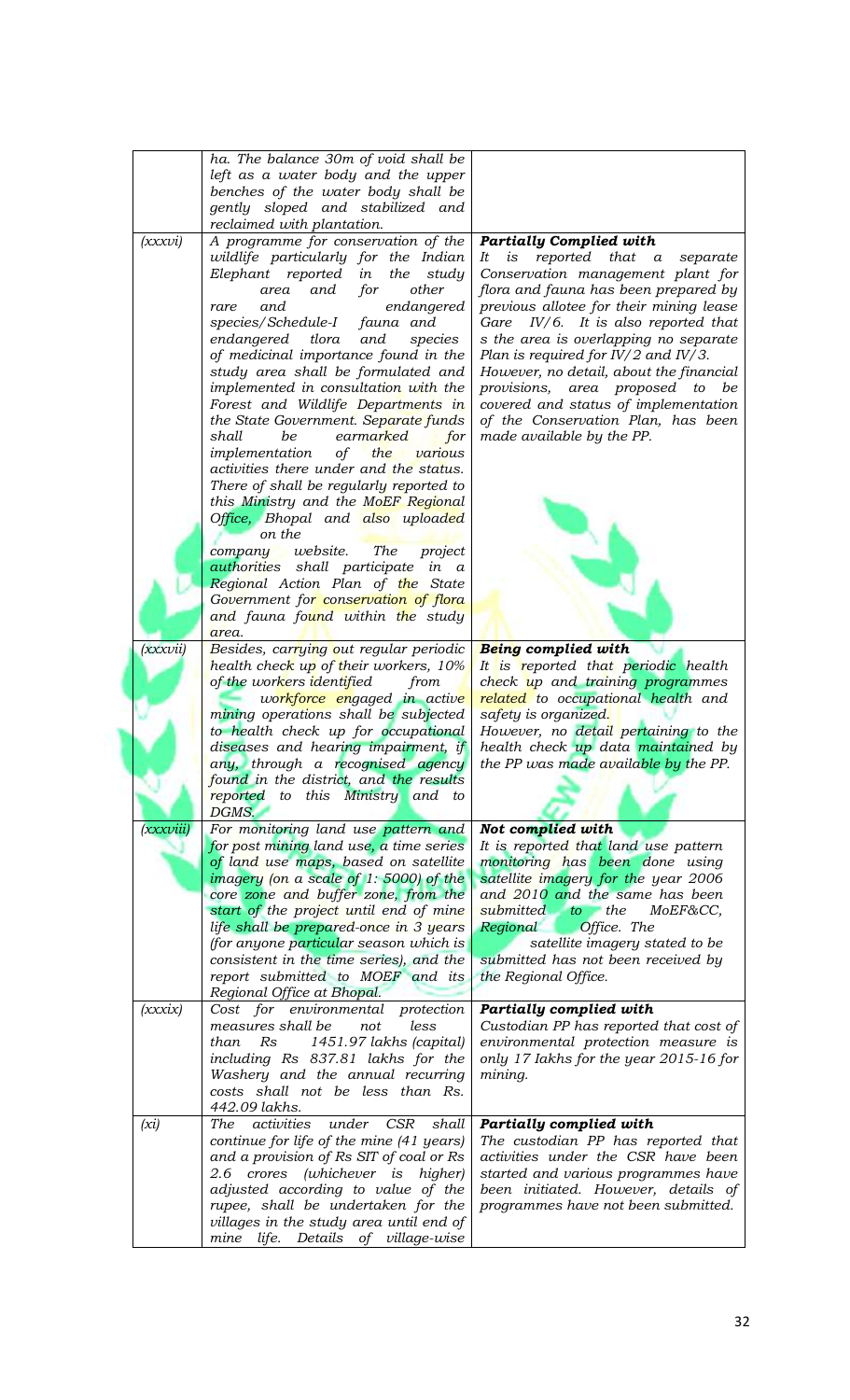| | | |
|---|---|---|
| | *ha. The balance 30m of void shall be left as a water body and the upper benches of the water body shall be gently sloped and stabilized and reclaimed with plantation.* | |
| *(xxxvi)* | *A programme for conservation of the wildlife particularly for the Indian Elephant reported in the study area and for other rare and endangered species/Schedule-I fauna and endangered tlora and species of medicinal importance found in the study area shall be formulated and implemented in consultation with the Forest and Wildlife Departments in the State Government. Separate funds shall be earmarked for implementation of the various activities there under and the status. There of shall be regularly reported to this Ministry and the MoEF Regional Office, Bhopal and also uploaded on the company website. The project authorities shall participate in a Regional Action Plan of the State Government for conservation of flora and fauna found within the study area.* | ***Partially Complied with*** *It is reported that a separate Conservation management plant for flora and fauna has been prepared by previous allotee for their mining lease Gare IV/6. It is also reported that s the area is overlapping no separate Plan is required for IV/2 and IV/3. However, no detail, about the financial provisions, area proposed to be covered and status of implementation of the Conservation Plan, has been made available by the PP.* |
| *(xxxvii)* | *Besides, carrying out regular periodic health check up of their workers, 10% of the workers identified from workforce engaged in active mining operations shall be subjected to health check up for occupational diseases and hearing impairment, if any, through a recognised agency found in the district, and the results reported to this Ministry and to DGMS.* | ***Being complied with*** *It is reported that periodic health check up and training programmes related to occupational health and safety is organized. However, no detail pertaining to the health check up data maintained by the PP was made available by the PP.* |
| *(xxxviii)* | *For monitoring land use pattern and for post mining land use, a time series of land use maps, based on satellite imagery (on a scale of 1: 5000) of the core zone and buffer zone, from the start of the project until end of mine life shall be prepared-once in 3 years (for anyone particular season which is consistent in the time series), and the report submitted to MOEF and its Regional Office at Bhopal.* | ***Not complied with*** *It is reported that land use pattern monitoring has been done using satellite imagery for the year 2006 and 2010 and the same has been submitted to the MoEF&CC, Regional Office. The satellite imagery stated to be submitted has not been received by the Regional Office.* |
| *(xxxix)* | *Cost for environmental protection measures shall be not less than Rs 1451.97 lakhs (capital) including Rs 837.81 lakhs for the Washery and the annual recurring costs shall not be less than Rs. 442.09 lakhs.* | ***Partially complied with*** *Custodian PP has reported that cost of environmental protection measure is only 17 Iakhs for the year 2015-16 for mining.* |
| *(xl)* | *The activities under CSR shall continue for life of the mine (41 years) and a provision of Rs SIT of coal or Rs 2.6 crores (whichever is higher) adjusted according to value of the rupee, shall be undertaken for the villages in the study area until end of mine life. Details of village-wise* | ***Partially complied with*** *The custodian PP has reported that activities under the CSR have been started and various programmes have been initiated. However, details of programmes have not been submitted.* |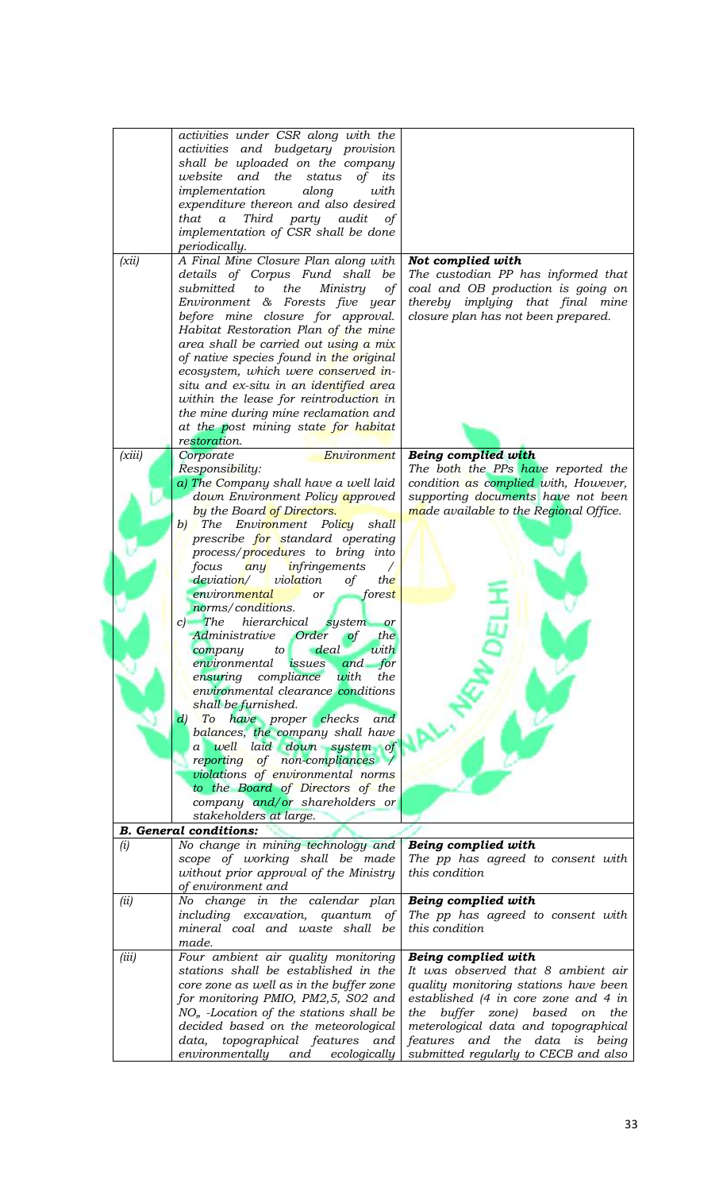| | | |
|---|---|---|
| | *activities under CSR along with the activities and budgetary provision shall be uploaded on the company website and the status of its implementation along with expenditure thereon and also desired that a Third party audit of implementation of CSR shall be done periodically.* | |
| *(xii)* | *A Final Mine Closure Plan along with details of Corpus Fund shall be submitted to the Ministry of Environment & Forests five year before mine closure for approval. Habitat Restoration Plan of the mine area shall be carried out using a mix of native species found in the original ecosystem, which were conserved in-situ and ex-situ in an identified area within the lease for reintroduction in the mine during mine reclamation and at the post mining state for habitat restoration.* | ***Not complied with*** *The custodian PP has informed that coal and OB production is going on thereby implying that final mine closure plan has not been prepared.* |
| *(xiii)* | *Corporate Environment Responsibility:* *a) The Company shall have a well laid down Environment Policy approved by the Board of Directors.* *b) The Environment Policy shall prescribe for standard operating process/procedures to bring into focus any infringements / deviation/ violation of the environmental or forest norms/conditions.* *c) The hierarchical system or Administrative Order of the company to deal with environmental issues and for ensuring compliance with the environmental clearance conditions shall be furnished.* *d) To have proper checks and balances, the company shall have a well laid down system of reporting of non-compliances / violations of environmental norms to the Board of Directors of the company and/or shareholders or stakeholders at large.* | ***Being complied with*** *The both the PPs have reported the condition as complied with, However, supporting documents have not been made available to the Regional Office.* |
| ***B. General conditions:*** | | |
| *(i)* | *No change in mining technology and scope of working shall be made without prior approval of the Ministry of environment and* | ***Being complied with*** *The pp has agreed to consent with this condition* |
| *(ii)* | *No change in the calendar plan including excavation, quantum of mineral coal and waste shall be made.* | ***Being complied with*** *The pp has agreed to consent with this condition* |
| *(iii)* | *Four ambient air quality monitoring stations shall be established in the core zone as well as in the buffer zone for monitoring PMIO, PM2,5, S02 and NO„ -Location of the stations shall be decided based on the meteorological data, topographical features and environmentally and ecologically* | ***Being complied with*** *It was observed that 8 ambient air quality monitoring stations have been established (4 in core zone and 4 in the buffer zone) based on the meterological data and topographical features and the data is being submitted regularly to CECB and also* |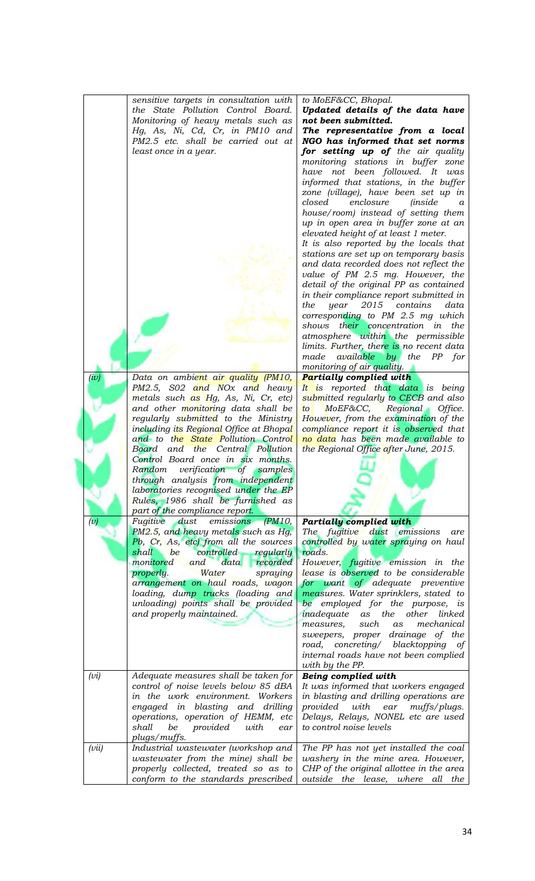| | | |
|---|---|---|
| | *sensitive targets in consultation with the State Pollution Control Board. Monitoring of heavy metals such as Hg, As, Ni, Cd, Cr, in PM10 and PM2.5 etc. shall be carried out at least once in a year.* | *to MoEF&CC, Bhopal.* ***Updated details of the data have not been submitted.*** ***The representative from a local NGO has informed that set norms for setting up of*** *the air quality monitoring stations in buffer zone have not been followed. It was informed that stations, in the buffer zone (village), have been set up in closed enclosure (inside a house/room) instead of setting them up in open area in buffer zone at an elevated height of at least 1 meter.* *It is also reported by the locals that stations are set up on temporary basis and data recorded does not reflect the value of PM 2.5 mg. However, the detail of the original PP as contained in their compliance report submitted in the year 2015 contains data corresponding to PM 2.5 mg which shows their concentration in the atmosphere within the permissible limits. Further, there is no recent data made available by the PP for monitoring of air quality.* |
| *(iv)* | *Data on ambient air quality (PM10, PM2.5, SO2 and NOx and heavy metals such as Hg, As, Ni, Cr, etc) and other monitoring data shall be regularly submitted to the Ministry including its Regional Office at Bhopal and to the State Pollution Control Board and the Central Pollution Control Board once in six months. Random verification of samples through analysis from independent laboratories recognised under the EP Rules, 1986 shall be furnished as part of the compliance report.* | ***Partially complied with*** *It is reported that data is being submitted regularly to CECB and also to MoEF&CC, Regional Office. However, from the examination of the compliance report it is observed that no data has been made available to the Regional Office after June, 2015.* |
| *(v)* | *Fugitive dust emissions (PM10, PM2.5, and heavy metals such as Hg, Pb, Cr, As, etc) from all the sources shall be controlled regularly monitored and data recorded properly. Water spraying arrangement on haul roads, wagon loading, dump trucks (loading and unloading) points shall be provided and properly maintained.* | ***Partially complied with*** *The fugitive dust emissions are controlled by water spraying on haul roads.* *However, fugitive emission in the lease is observed to be considerable for want of adequate preventive measures. Water sprinklers, stated to be employed for the purpose, is inadequate as the other linked measures, such as mechanical sweepers, proper drainage of the road, concreting/ blacktopping of internal roads have not been complied with by the PP.* |
| *(vi)* | *Adequate measures shall be taken for control of noise levels below 85 dBA in the work environment. Workers engaged in blasting and drilling operations, operation of HEMM, etc shall be provided with ear plugs/muffs.* | ***Being complied with*** *It was informed that workers engaged in blasting and drilling operations are provided with ear muffs/plugs. Delays, Relays, NONEL etc are used to control noise levels* |
| *(vii)* | *Industrial wastewater (workshop and wastewater from the mine) shall be properly collected, treated so as to conform to the standards prescribed* | *The PP has not yet installed the coal washery in the mine area. However, CHP of the original allottee in the area outside the lease, where all the* |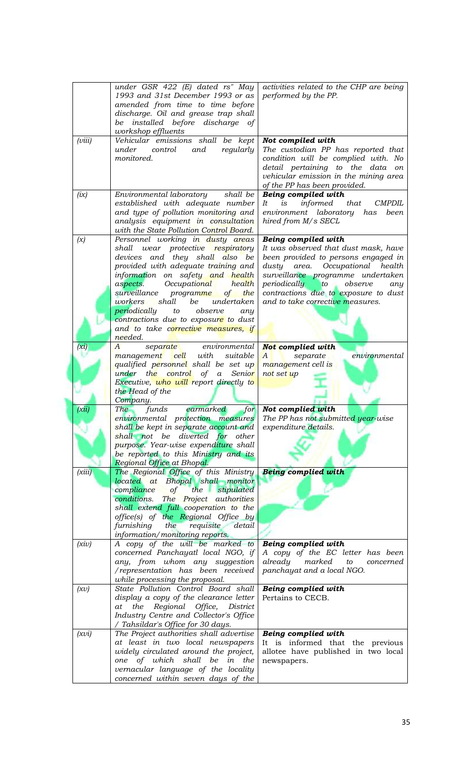| | | |
|---|---|---|
| | *under GSR 422 (E) dated rs" May 1993 and 31st December 1993 or as amended from time to time before discharge. Oil and grease trap shall be installed before discharge of workshop effluents* | *activities related to the CHP are being performed by the PP.* |
| *(viii)* | *Vehicular emissions shall be kept under control and regularly monitored.* | ***Not compiled with*** *The custodian PP has reported that condition will be complied with. No detail pertaining to the data on vehicular emission in the mining area of the PP has been provided.* |
| *(ix)* | *Environmental laboratory shall be established with adequate number and type of pollution monitoring and analysis equipment in consultation with the State Pollution Control Board.* | ***Being compiled with*** *It is informed that CMPDIL environment laboratory has been hired from M/s SECL* |
| *(x)* | *Personnel working in dusty areas shall wear protective respiratory devices and they shall also be provided with adequate training and information on safety and health aspects. Occupational health surveillance programme of the workers shall be undertaken periodically to observe any contractions due to exposure to dust and to take corrective measures, if needed.* | ***Being compiled with*** *It was observed that dust mask, have been provided to persons engaged in dusty area. Occupational health surveillance programme undertaken periodically to observe any contractions due to exposure to dust and to take corrective measures.* |
| *(xi)* | *A separate environmental management cell with suitable qualified personnel shall be set up under the control of a Senior Executive, who will report directly to the Head of the Company.* | ***Not complied with*** *A separate environmental management cell is not set up* |
| *(xii)* | *The funds earmarked for environmental protection measures shall be kept in separate account and shall not be diverted for other purpose. Year-wise expenditure shall be reported to this Ministry and its Regional Office at Bhopal.* | ***Not complied with*** *The PP has not submitted year-wise expenditure details.* |
| *(xiii)* | *The Regional Office of this Ministry located at Bhopal shall monitor compliance of the stipulated conditions. The Project authorities shall extend full cooperation to the office(s) of the Regional Office by furnishing the requisite detail information/monitoring reports.* | ***Being complied with*** |
| *(xiv)* | *A copy of the will be marked to concerned Panchayatl local NGO, if any, from whom any suggestion /representation has been received while processing the proposal.* | ***Being complied with*** *A copy of the EC letter has been already marked to concerned panchayat and a local NGO.* |
| *(xv)* | *State Pollution Control Board shall display a copy of the clearance letter at the Regional Office, District Industry Centre and Collector's Office / Tahsildar's Office for 30 days.* | ***Being complied with*** *Pertains to CECB.* |
| *(xvi)* | *The Project authorities shall advertise at least in two local newspapers widely circulated around the project, one of which shall be in the vernacular language of the locality concerned within seven days of the* | ***Being complied with*** *It is informed that the previous allotee have published in two local newspapers.* |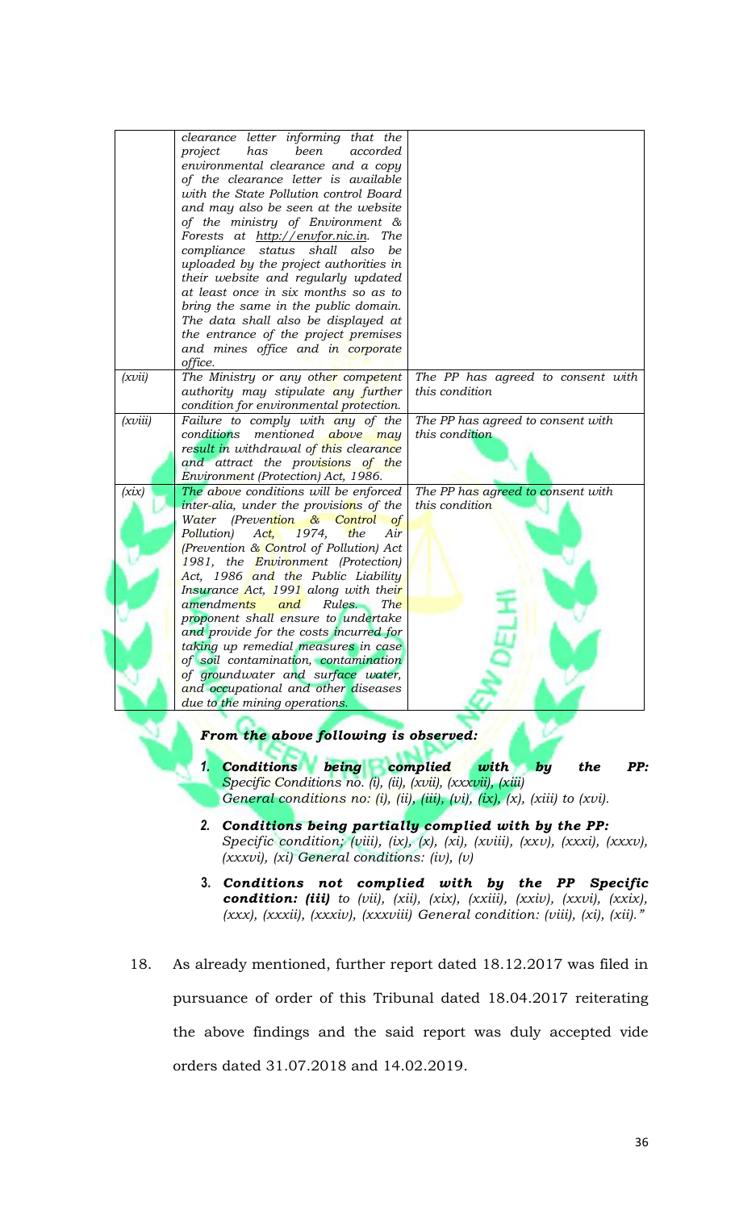| | | |
|---|---|---|
| | *clearance letter informing that the project has been accorded environmental clearance and a copy of the clearance letter is available with the State Pollution control Board and may also be seen at the website of the ministry of Environment & Forests at http://envfor.nic.in. The compliance status shall also be uploaded by the project authorities in their website and regularly updated at least once in six months so as to bring the same in the public domain. The data shall also be displayed at the entrance of the project premises and mines office and in corporate office.* | |
| *(xvii)* | *The Ministry or any other competent authority may stipulate any further condition for environmental protection.* | *The PP has agreed to consent with this condition* |
| *(xviii)* | *Failure to comply with any of the conditions mentioned above may result in withdrawal of this clearance and attract the provisions of the Environment (Protection) Act, 1986.* | *The PP has agreed to consent with this condition* |
| *(xix)* | *The above conditions will be enforced inter-alia, under the provisions of the Water (Prevention & Control of Pollution) Act, 1974, the Air (Prevention & Control of Pollution) Act 1981, the Environment (Protection) Act, 1986 and the Public Liability Insurance Act, 1991 along with their amendments and Rules. The proponent shall ensure to undertake and provide for the costs incurred for taking up remedial measures in case of soil contamination, contamination of groundwater and surface water, and occupational and other diseases due to the mining operations.* | *The PP has agreed to consent with this condition* |

***From the above following is observed:***

1. ***Conditions being complied with by the PP:*** *Specific Conditions no. (i), (ii), (xvii), (xxxvii), (xiii) General conditions no: (i), (ii), (iii), (vi), (ix), (x), (xiii) to (xvi).*
2. ***Conditions being partially complied with by the PP:*** *Specific condition; (viii), (ix), (x), (xi), (xviii), (xxv), (xxxi), (xxxv), (xxxvi), (xi) General conditions: (iv), (v)*
3. ***Conditions not complied with by the PP Specific condition: (iii)*** *to (vii), (xii), (xix), (xxiii), (xxiv), (xxvi), (xxix), (xxx), (xxxii), (xxxiv), (xxxviii) General condition: (viii), (xi), (xii)."*

18. As already mentioned, further report dated 18.12.2017 was filed in pursuance of order of this Tribunal dated 18.04.2017 reiterating the above findings and the said report was duly accepted vide orders dated 31.07.2018 and 14.02.2019.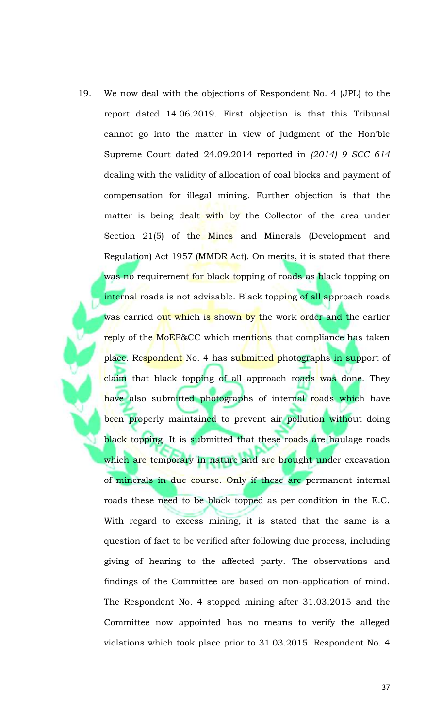19. We now deal with the objections of Respondent No. 4 (JPL) to the report dated 14.06.2019. First objection is that this Tribunal cannot go into the matter in view of judgment of the Hon'ble Supreme Court dated 24.09.2014 reported in *(2014) 9 SCC 614* dealing with the validity of allocation of coal blocks and payment of compensation for illegal mining. Further objection is that the matter is being dealt with by the Collector of the area under Section 21(5) of the Mines and Minerals (Development and Regulation) Act 1957 (MMDR Act). On merits, it is stated that there was no requirement for black topping of roads as black topping on internal roads is not advisable. Black topping of all approach roads was carried out which is shown by the work order and the earlier reply of the MoEF&CC which mentions that compliance has taken place. Respondent No. 4 has submitted photographs in support of claim that black topping of all approach roads was done. They have also submitted photographs of internal roads which have been properly maintained to prevent air pollution without doing black topping. It is submitted that these roads are haulage roads which are temporary in nature and are brought under excavation of minerals in due course. Only if these are permanent internal roads these need to be black topped as per condition in the E.C. With regard to excess mining, it is stated that the same is a question of fact to be verified after following due process, including giving of hearing to the affected party. The observations and findings of the Committee are based on non-application of mind. The Respondent No. 4 stopped mining after 31.03.2015 and the Committee now appointed has no means to verify the alleged violations which took place prior to 31.03.2015. Respondent No. 4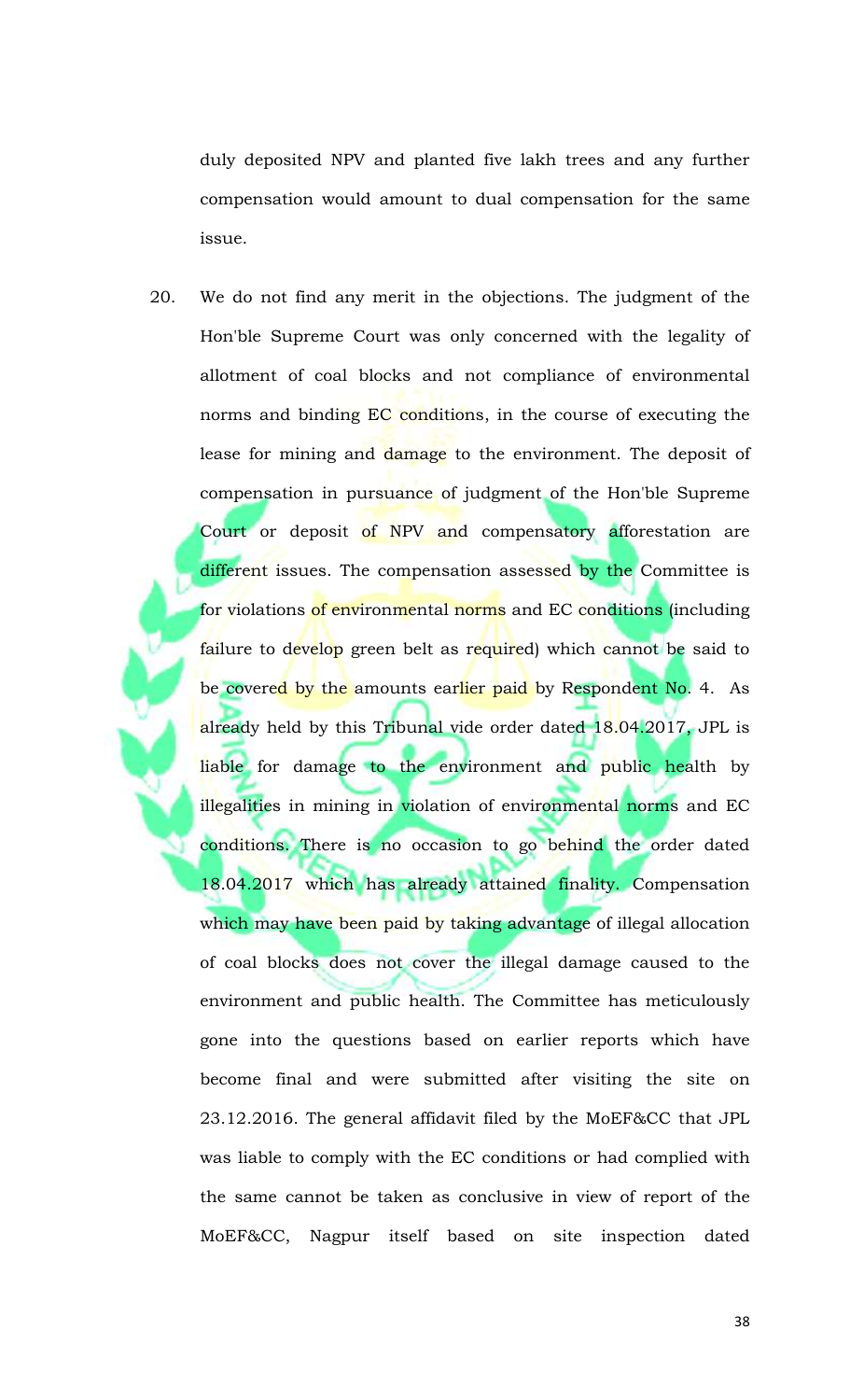duly deposited NPV and planted five lakh trees and any further compensation would amount to dual compensation for the same issue.

20. We do not find any merit in the objections. The judgment of the Hon'ble Supreme Court was only concerned with the legality of allotment of coal blocks and not compliance of environmental norms and binding EC conditions, in the course of executing the lease for mining and damage to the environment. The deposit of compensation in pursuance of judgment of the Hon'ble Supreme Court or deposit of NPV and compensatory afforestation are different issues. The compensation assessed by the Committee is for violations of environmental norms and EC conditions (including failure to develop green belt as required) which cannot be said to be covered by the amounts earlier paid by Respondent No. 4. As already held by this Tribunal vide order dated 18.04.2017, JPL is liable for damage to the environment and public health by illegalities in mining in violation of environmental norms and EC conditions. There is no occasion to go behind the order dated 18.04.2017 which has already attained finality. Compensation which may have been paid by taking advantage of illegal allocation of coal blocks does not cover the illegal damage caused to the environment and public health. The Committee has meticulously gone into the questions based on earlier reports which have become final and were submitted after visiting the site on 23.12.2016. The general affidavit filed by the MoEF&CC that JPL was liable to comply with the EC conditions or had complied with the same cannot be taken as conclusive in view of report of the MoEF&CC, Nagpur itself based on site inspection dated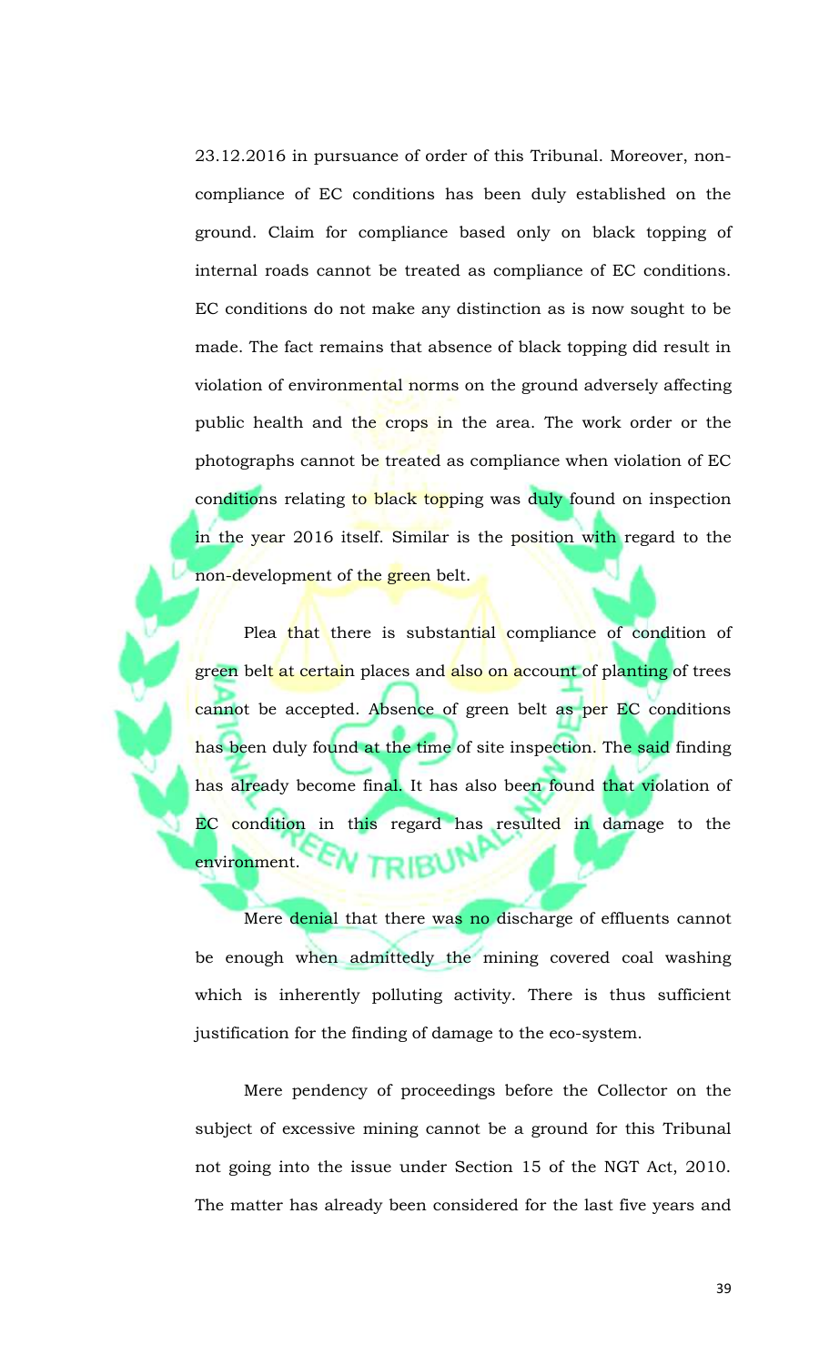23.12.2016 in pursuance of order of this Tribunal. Moreover, non-compliance of EC conditions has been duly established on the ground. Claim for compliance based only on black topping of internal roads cannot be treated as compliance of EC conditions. EC conditions do not make any distinction as is now sought to be made. The fact remains that absence of black topping did result in violation of environmental norms on the ground adversely affecting public health and the crops in the area. The work order or the photographs cannot be treated as compliance when violation of EC conditions relating to black topping was duly found on inspection in the year 2016 itself. Similar is the position with regard to the non-development of the green belt.

Plea that there is substantial compliance of condition of green belt at certain places and also on account of planting of trees cannot be accepted. Absence of green belt as per EC conditions has been duly found at the time of site inspection. The said finding has already become final. It has also been found that violation of EC condition in this regard has resulted in damage to the environment.

Mere denial that there was no discharge of effluents cannot be enough when admittedly the mining covered coal washing which is inherently polluting activity. There is thus sufficient justification for the finding of damage to the eco-system.

Mere pendency of proceedings before the Collector on the subject of excessive mining cannot be a ground for this Tribunal not going into the issue under Section 15 of the NGT Act, 2010. The matter has already been considered for the last five years and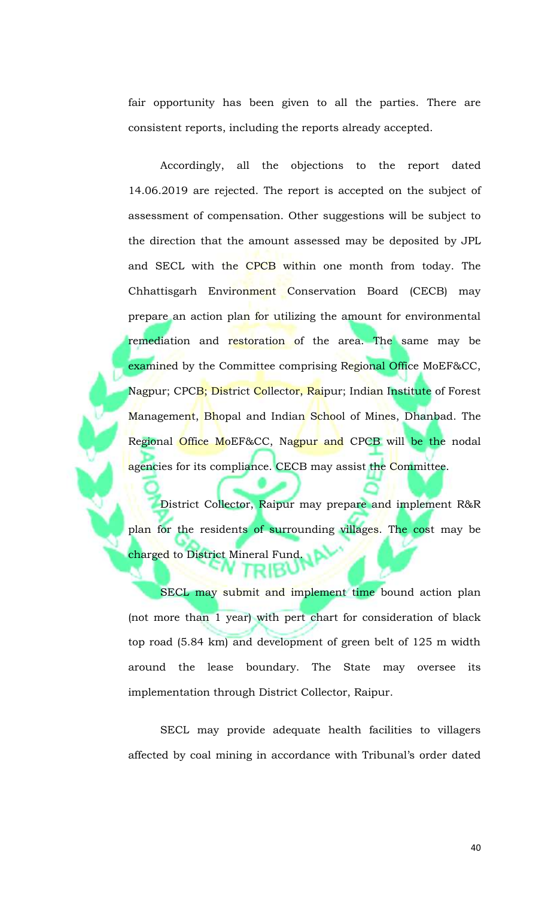fair opportunity has been given to all the parties. There are consistent reports, including the reports already accepted.

Accordingly, all the objections to the report dated 14.06.2019 are rejected. The report is accepted on the subject of assessment of compensation. Other suggestions will be subject to the direction that the amount assessed may be deposited by JPL and SECL with the CPCB within one month from today. The Chhattisgarh Environment Conservation Board (CECB) may prepare an action plan for utilizing the amount for environmental remediation and restoration of the area. The same may be examined by the Committee comprising Regional Office MoEF&CC, Nagpur; CPCB; District Collector, Raipur; Indian Institute of Forest Management, Bhopal and Indian School of Mines, Dhanbad. The Regional Office MoEF&CC, Nagpur and CPCB will be the nodal agencies for its compliance. CECB may assist the Committee.

District Collector, Raipur may prepare and implement R&R plan for the residents of surrounding villages. The cost may be charged to District Mineral Fund.

SECL may submit and implement time bound action plan (not more than 1 year) with pert chart for consideration of black top road (5.84 km) and development of green belt of 125 m width around the lease boundary. The State may oversee its implementation through District Collector, Raipur.

SECL may provide adequate health facilities to villagers affected by coal mining in accordance with Tribunal's order dated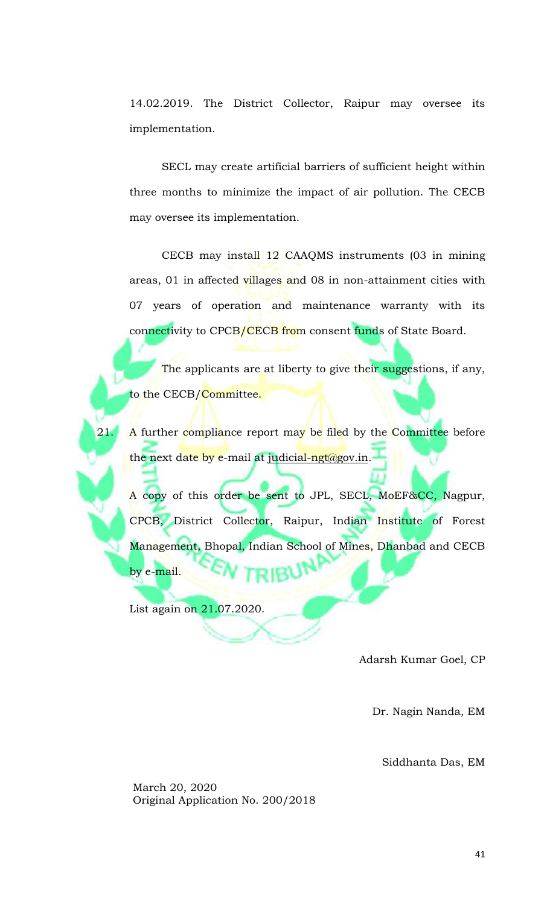14.02.2019. The District Collector, Raipur may oversee its implementation.

SECL may create artificial barriers of sufficient height within three months to minimize the impact of air pollution. The CECB may oversee its implementation.

CECB may install 12 CAAQMS instruments (03 in mining areas, 01 in affected villages and 08 in non-attainment cities with 07 years of operation and maintenance warranty with its connectivity to CPCB/CECB from consent funds of State Board.

The applicants are at liberty to give their suggestions, if any, to the CECB/Committee.

21. A further compliance report may be filed by the Committee before the next date by e-mail at judicial-ngt@gov.in.

A copy of this order be sent to JPL, SECL, MoEF&CC, Nagpur, CPCB, District Collector, Raipur, Indian Institute of Forest Management, Bhopal, Indian School of Mines, Dhanbad and CECB by e-mail.

List again on 21.07.2020.

Adarsh Kumar Goel, CP

Dr. Nagin Nanda, EM

Siddhanta Das, EM

March 20, 2020
Original Application No. 200/2018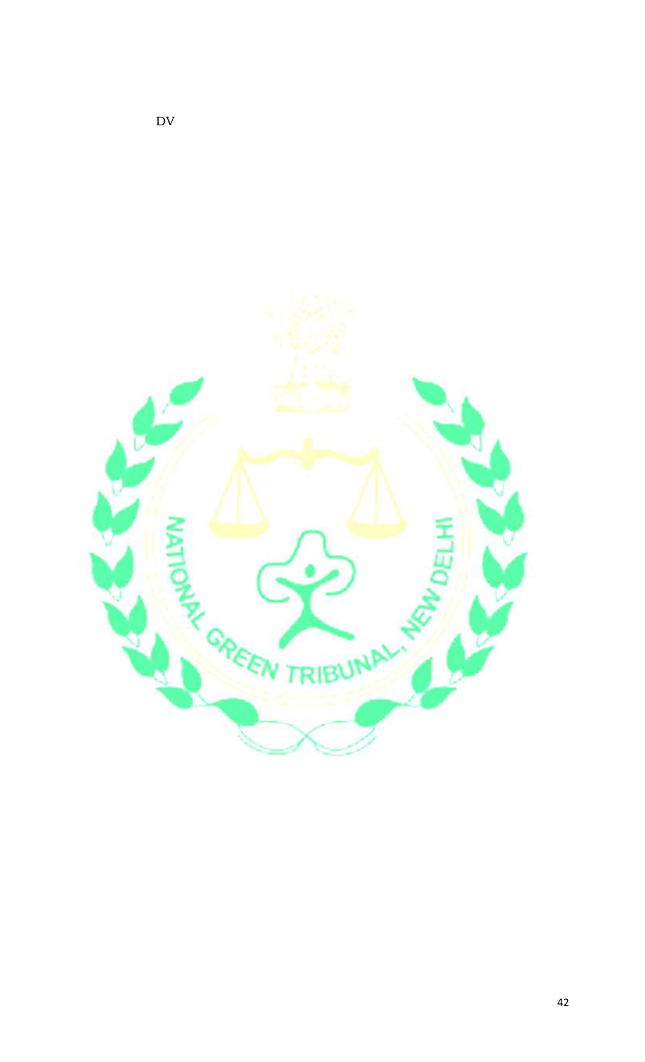DV